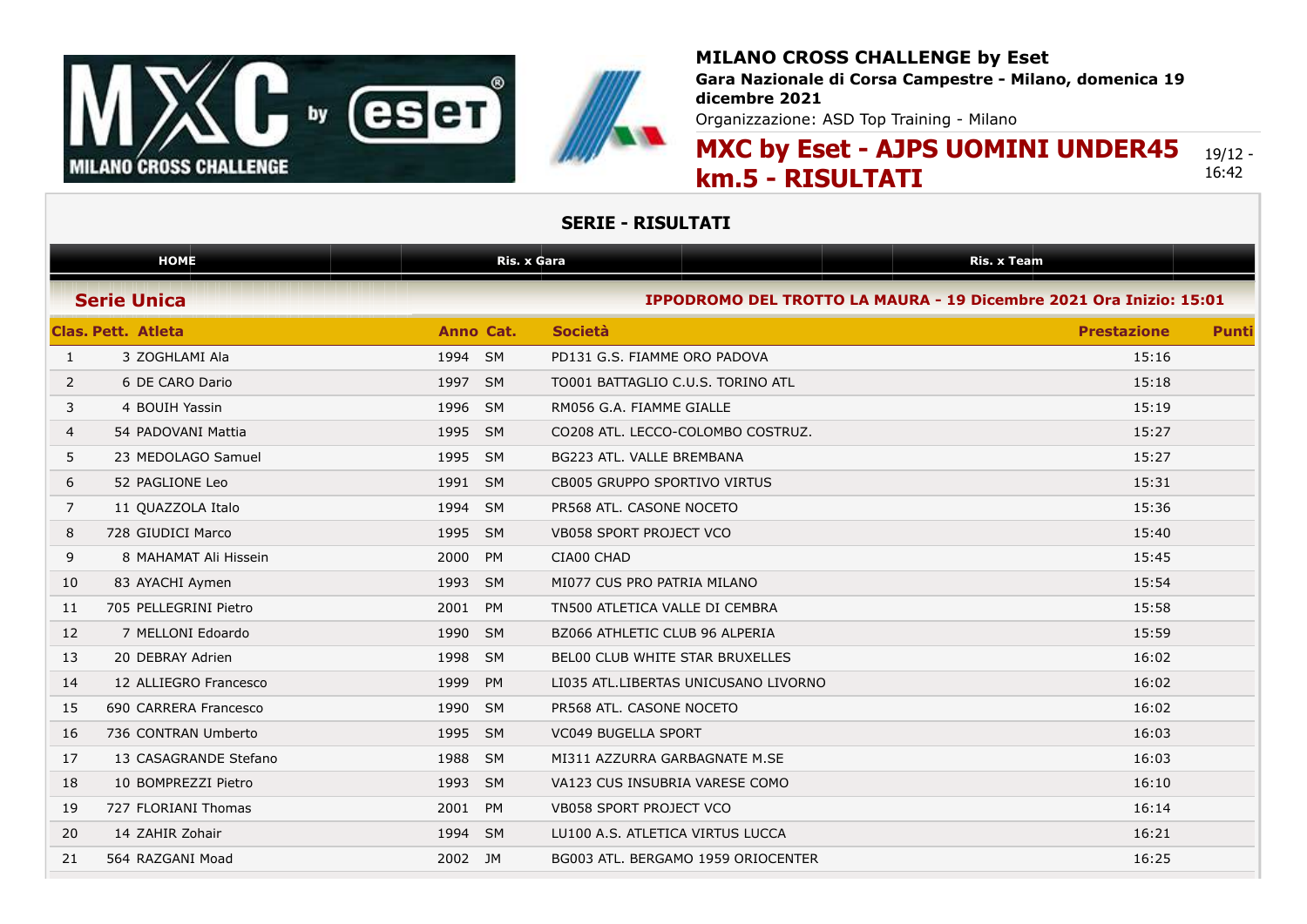**MILANO CROSS CHALLENGE by Eset**

**Gara Nazionale di Corsa Campestre - Milano, domenica 19 dicembre 2021**

Organizzazione: ASD Top Training - Milano

# MXC by Eset - AJPS UOMINI UNDER45 km.5 - RISULTATI

19/12 - 16:42

## SERIE - RISULTATI

HOME | Ris. x Gara | Ris. x Team

### Serie Unica

**IPPODROMO DEL TROTTO LA MAURA - 19 Dicembre 2021 Ora Inizio: 15:01**

| Clas. | Pett. | Atleta | Anno | Cat. | Società | Prestazione | Punti |
|---|---|---|---|---|---|---|---|
| 1 | 3 | ZOGHLAMI Ala | 1994 | SM | PD131 G.S. FIAMME ORO PADOVA | 15:16 | |
| 2 | 6 | DE CARO Dario | 1997 | SM | TO001 BATTAGLIO C.U.S. TORINO ATL | 15:18 | |
| 3 | 4 | BOUIH Yassin | 1996 | SM | RM056 G.A. FIAMME GIALLE | 15:19 | |
| 4 | 54 | PADOVANI Mattia | 1995 | SM | CO208 ATL. LECCO-COLOMBO COSTRUZ. | 15:27 | |
| 5 | 23 | MEDOLAGO Samuel | 1995 | SM | BG223 ATL. VALLE BREMBANA | 15:27 | |
| 6 | 52 | PAGLIONE Leo | 1991 | SM | CB005 GRUPPO SPORTIVO VIRTUS | 15:31 | |
| 7 | 11 | QUAZZOLA Italo | 1994 | SM | PR568 ATL. CASONE NOCETO | 15:36 | |
| 8 | 728 | GIUDICI Marco | 1995 | SM | VB058 SPORT PROJECT VCO | 15:40 | |
| 9 | 8 | MAHAMAT Ali Hissein | 2000 | PM | CIA00 CHAD | 15:45 | |
| 10 | 83 | AYACHI Aymen | 1993 | SM | MI077 CUS PRO PATRIA MILANO | 15:54 | |
| 11 | 705 | PELLEGRINI Pietro | 2001 | PM | TN500 ATLETICA VALLE DI CEMBRA | 15:58 | |
| 12 | 7 | MELLONI Edoardo | 1990 | SM | BZ066 ATHLETIC CLUB 96 ALPERIA | 15:59 | |
| 13 | 20 | DEBRAY Adrien | 1998 | SM | BEL00 CLUB WHITE STAR BRUXELLES | 16:02 | |
| 14 | 12 | ALLIEGRO Francesco | 1999 | PM | LI035 ATL.LIBERTAS UNICUSANO LIVORNO | 16:02 | |
| 15 | 690 | CARRERA Francesco | 1990 | SM | PR568 ATL. CASONE NOCETO | 16:02 | |
| 16 | 736 | CONTRAN Umberto | 1995 | SM | VC049 BUGELLA SPORT | 16:03 | |
| 17 | 13 | CASAGRANDE Stefano | 1988 | SM | MI311 AZZURRA GARBAGNATE M.SE | 16:03 | |
| 18 | 10 | BOMPREZZI Pietro | 1993 | SM | VA123 CUS INSUBRIA VARESE COMO | 16:10 | |
| 19 | 727 | FLORIANI Thomas | 2001 | PM | VB058 SPORT PROJECT VCO | 16:14 | |
| 20 | 14 | ZAHIR Zohair | 1994 | SM | LU100 A.S. ATLETICA VIRTUS LUCCA | 16:21 | |
| 21 | 564 | RAZGANI Moad | 2002 | JM | BG003 ATL. BERGAMO 1959 ORIOCENTER | 16:25 | |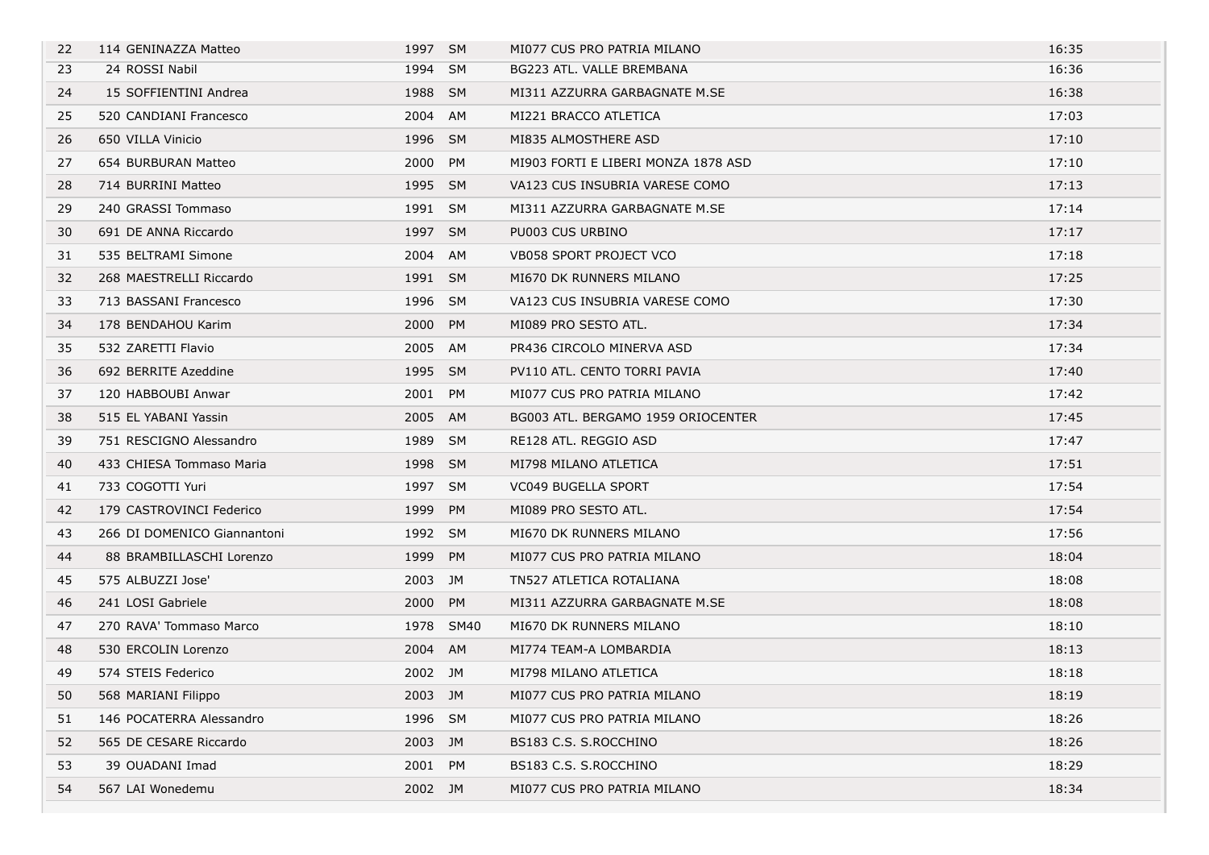| | | | | | |
|---|---|---|---|---|---|
| 22 | 114 GENINAZZA Matteo | 1997 | SM | MI077 CUS PRO PATRIA MILANO | 16:35 |
| 23 | 24 ROSSI Nabil | 1994 | SM | BG223 ATL. VALLE BREMBANA | 16:36 |
| 24 | 15 SOFFIENTINI Andrea | 1988 | SM | MI311 AZZURRA GARBAGNATE M.SE | 16:38 |
| 25 | 520 CANDIANI Francesco | 2004 | AM | MI221 BRACCO ATLETICA | 17:03 |
| 26 | 650 VILLA Vinicio | 1996 | SM | MI835 ALMOSTHERE ASD | 17:10 |
| 27 | 654 BURBURAN Matteo | 2000 | PM | MI903 FORTI E LIBERI MONZA 1878 ASD | 17:10 |
| 28 | 714 BURRINI Matteo | 1995 | SM | VA123 CUS INSUBRIA VARESE COMO | 17:13 |
| 29 | 240 GRASSI Tommaso | 1991 | SM | MI311 AZZURRA GARBAGNATE M.SE | 17:14 |
| 30 | 691 DE ANNA Riccardo | 1997 | SM | PU003 CUS URBINO | 17:17 |
| 31 | 535 BELTRAMI Simone | 2004 | AM | VB058 SPORT PROJECT VCO | 17:18 |
| 32 | 268 MAESTRELLI Riccardo | 1991 | SM | MI670 DK RUNNERS MILANO | 17:25 |
| 33 | 713 BASSANI Francesco | 1996 | SM | VA123 CUS INSUBRIA VARESE COMO | 17:30 |
| 34 | 178 BENDAHOU Karim | 2000 | PM | MI089 PRO SESTO ATL. | 17:34 |
| 35 | 532 ZARETTI Flavio | 2005 | AM | PR436 CIRCOLO MINERVA ASD | 17:34 |
| 36 | 692 BERRITE Azeddine | 1995 | SM | PV110 ATL. CENTO TORRI PAVIA | 17:40 |
| 37 | 120 HABBOUBI Anwar | 2001 | PM | MI077 CUS PRO PATRIA MILANO | 17:42 |
| 38 | 515 EL YABANI Yassin | 2005 | AM | BG003 ATL. BERGAMO 1959 ORIOCENTER | 17:45 |
| 39 | 751 RESCIGNO Alessandro | 1989 | SM | RE128 ATL. REGGIO ASD | 17:47 |
| 40 | 433 CHIESA Tommaso Maria | 1998 | SM | MI798 MILANO ATLETICA | 17:51 |
| 41 | 733 COGOTTI Yuri | 1997 | SM | VC049 BUGELLA SPORT | 17:54 |
| 42 | 179 CASTROVINCI Federico | 1999 | PM | MI089 PRO SESTO ATL. | 17:54 |
| 43 | 266 DI DOMENICO Giannantoni | 1992 | SM | MI670 DK RUNNERS MILANO | 17:56 |
| 44 | 88 BRAMBILLASCHI Lorenzo | 1999 | PM | MI077 CUS PRO PATRIA MILANO | 18:04 |
| 45 | 575 ALBUZZI Jose' | 2003 | JM | TN527 ATLETICA ROTALIANA | 18:08 |
| 46 | 241 LOSI Gabriele | 2000 | PM | MI311 AZZURRA GARBAGNATE M.SE | 18:08 |
| 47 | 270 RAVA' Tommaso Marco | 1978 | SM40 | MI670 DK RUNNERS MILANO | 18:10 |
| 48 | 530 ERCOLIN Lorenzo | 2004 | AM | MI774 TEAM-A LOMBARDIA | 18:13 |
| 49 | 574 STEIS Federico | 2002 | JM | MI798 MILANO ATLETICA | 18:18 |
| 50 | 568 MARIANI Filippo | 2003 | JM | MI077 CUS PRO PATRIA MILANO | 18:19 |
| 51 | 146 POCATERRA Alessandro | 1996 | SM | MI077 CUS PRO PATRIA MILANO | 18:26 |
| 52 | 565 DE CESARE Riccardo | 2003 | JM | BS183 C.S. S.ROCCHINO | 18:26 |
| 53 | 39 OUADANI Imad | 2001 | PM | BS183 C.S. S.ROCCHINO | 18:29 |
| 54 | 567 LAI Wonedemu | 2002 | JM | MI077 CUS PRO PATRIA MILANO | 18:34 |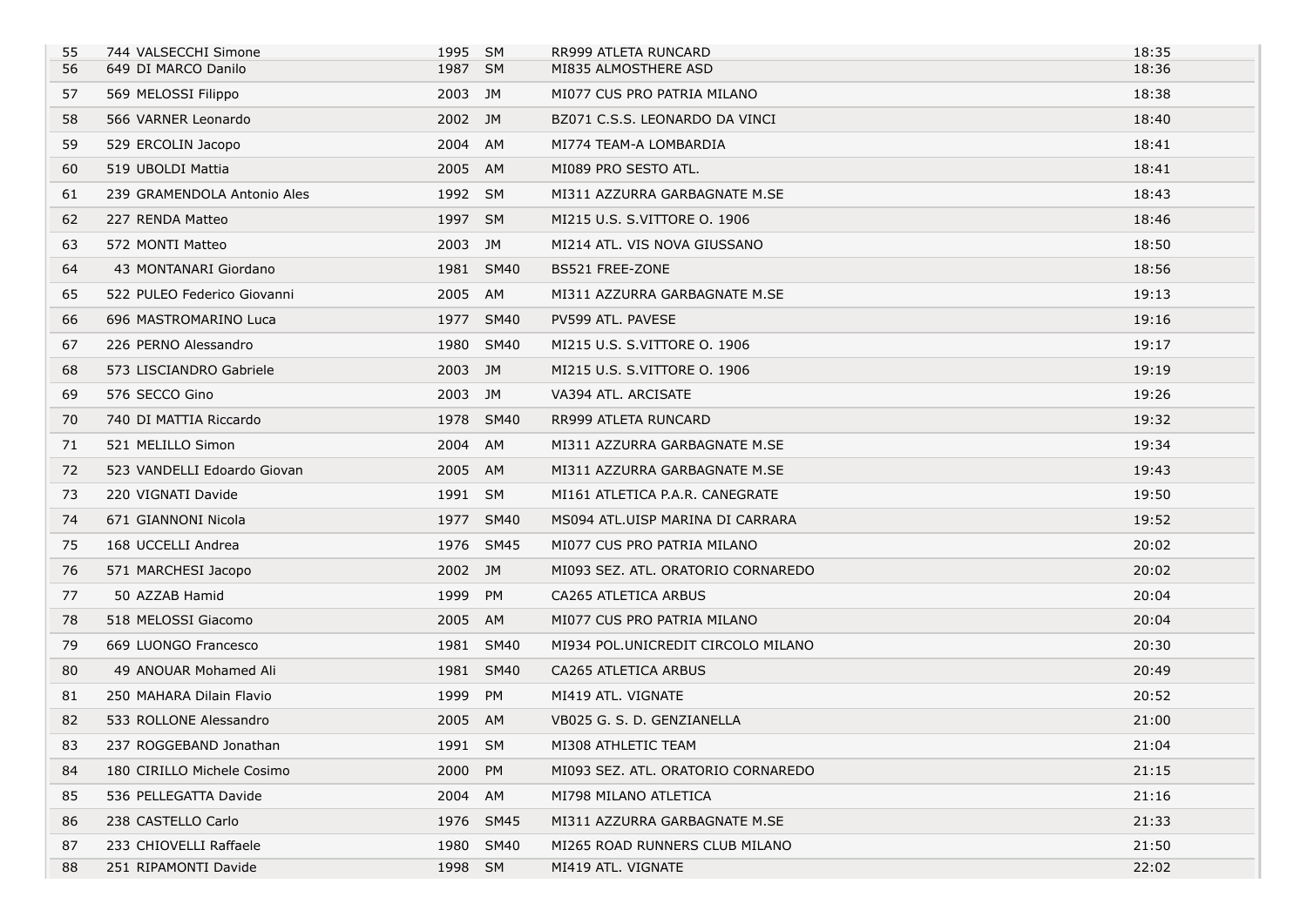| | | | | | |
|---|---|---|---|---|---|
| 55 | 744 VALSECCHI Simone | 1995 | SM | RR999 ATLETA RUNCARD | 18:35 |
| 56 | 649 DI MARCO Danilo | 1987 | SM | MI835 ALMOSTHERE ASD | 18:36 |
| 57 | 569 MELOSSI Filippo | 2003 | JM | MI077 CUS PRO PATRIA MILANO | 18:38 |
| 58 | 566 VARNER Leonardo | 2002 | JM | BZ071 C.S.S. LEONARDO DA VINCI | 18:40 |
| 59 | 529 ERCOLIN Jacopo | 2004 | AM | MI774 TEAM-A LOMBARDIA | 18:41 |
| 60 | 519 UBOLDI Mattia | 2005 | AM | MI089 PRO SESTO ATL. | 18:41 |
| 61 | 239 GRAMENDOLA Antonio Ales | 1992 | SM | MI311 AZZURRA GARBAGNATE M.SE | 18:43 |
| 62 | 227 RENDA Matteo | 1997 | SM | MI215 U.S. S.VITTORE O. 1906 | 18:46 |
| 63 | 572 MONTI Matteo | 2003 | JM | MI214 ATL. VIS NOVA GIUSSANO | 18:50 |
| 64 | 43 MONTANARI Giordano | 1981 | SM40 | BS521 FREE-ZONE | 18:56 |
| 65 | 522 PULEO Federico Giovanni | 2005 | AM | MI311 AZZURRA GARBAGNATE M.SE | 19:13 |
| 66 | 696 MASTROMARINO Luca | 1977 | SM40 | PV599 ATL. PAVESE | 19:16 |
| 67 | 226 PERNO Alessandro | 1980 | SM40 | MI215 U.S. S.VITTORE O. 1906 | 19:17 |
| 68 | 573 LISCIANDRO Gabriele | 2003 | JM | MI215 U.S. S.VITTORE O. 1906 | 19:19 |
| 69 | 576 SECCO Gino | 2003 | JM | VA394 ATL. ARCISATE | 19:26 |
| 70 | 740 DI MATTIA Riccardo | 1978 | SM40 | RR999 ATLETA RUNCARD | 19:32 |
| 71 | 521 MELILLO Simon | 2004 | AM | MI311 AZZURRA GARBAGNATE M.SE | 19:34 |
| 72 | 523 VANDELLI Edoardo Giovan | 2005 | AM | MI311 AZZURRA GARBAGNATE M.SE | 19:43 |
| 73 | 220 VIGNATI Davide | 1991 | SM | MI161 ATLETICA P.A.R. CANEGRATE | 19:50 |
| 74 | 671 GIANNONI Nicola | 1977 | SM40 | MS094 ATL.UISP MARINA DI CARRARA | 19:52 |
| 75 | 168 UCCELLI Andrea | 1976 | SM45 | MI077 CUS PRO PATRIA MILANO | 20:02 |
| 76 | 571 MARCHESI Jacopo | 2002 | JM | MI093 SEZ. ATL. ORATORIO CORNAREDO | 20:02 |
| 77 | 50 AZZAB Hamid | 1999 | PM | CA265 ATLETICA ARBUS | 20:04 |
| 78 | 518 MELOSSI Giacomo | 2005 | AM | MI077 CUS PRO PATRIA MILANO | 20:04 |
| 79 | 669 LUONGO Francesco | 1981 | SM40 | MI934 POL.UNICREDIT CIRCOLO MILANO | 20:30 |
| 80 | 49 ANOUAR Mohamed Ali | 1981 | SM40 | CA265 ATLETICA ARBUS | 20:49 |
| 81 | 250 MAHARA Dilain Flavio | 1999 | PM | MI419 ATL. VIGNATE | 20:52 |
| 82 | 533 ROLLONE Alessandro | 2005 | AM | VB025 G. S. D. GENZIANELLA | 21:00 |
| 83 | 237 ROGGEBAND Jonathan | 1991 | SM | MI308 ATHLETIC TEAM | 21:04 |
| 84 | 180 CIRILLO Michele Cosimo | 2000 | PM | MI093 SEZ. ATL. ORATORIO CORNAREDO | 21:15 |
| 85 | 536 PELLEGATTA Davide | 2004 | AM | MI798 MILANO ATLETICA | 21:16 |
| 86 | 238 CASTELLO Carlo | 1976 | SM45 | MI311 AZZURRA GARBAGNATE M.SE | 21:33 |
| 87 | 233 CHIOVELLI Raffaele | 1980 | SM40 | MI265 ROAD RUNNERS CLUB MILANO | 21:50 |
| 88 | 251 RIPAMONTI Davide | 1998 | SM | MI419 ATL. VIGNATE | 22:02 |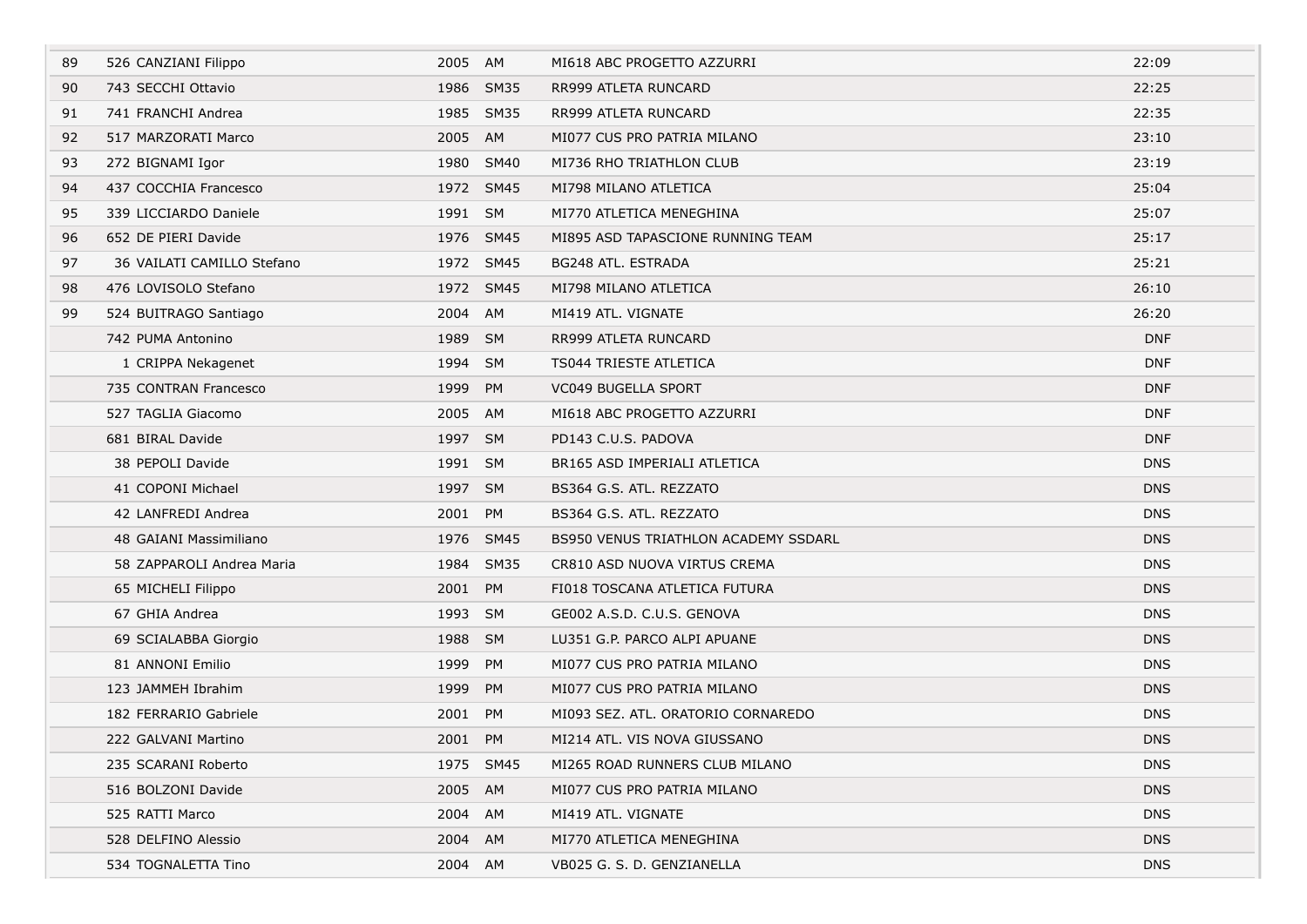| | | | | | |
|---|---|---|---|---|---|
| 89 | 526 CANZIANI Filippo | 2005 | AM | MI618 ABC PROGETTO AZZURRI | 22:09 |
| 90 | 743 SECCHI Ottavio | 1986 | SM35 | RR999 ATLETA RUNCARD | 22:25 |
| 91 | 741 FRANCHI Andrea | 1985 | SM35 | RR999 ATLETA RUNCARD | 22:35 |
| 92 | 517 MARZORATI Marco | 2005 | AM | MI077 CUS PRO PATRIA MILANO | 23:10 |
| 93 | 272 BIGNAMI Igor | 1980 | SM40 | MI736 RHO TRIATHLON CLUB | 23:19 |
| 94 | 437 COCCHIA Francesco | 1972 | SM45 | MI798 MILANO ATLETICA | 25:04 |
| 95 | 339 LICCIARDO Daniele | 1991 | SM | MI770 ATLETICA MENEGHINA | 25:07 |
| 96 | 652 DE PIERI Davide | 1976 | SM45 | MI895 ASD TAPASCIONE RUNNING TEAM | 25:17 |
| 97 | 36 VAILATI CAMILLO Stefano | 1972 | SM45 | BG248 ATL. ESTRADA | 25:21 |
| 98 | 476 LOVISOLO Stefano | 1972 | SM45 | MI798 MILANO ATLETICA | 26:10 |
| 99 | 524 BUITRAGO Santiago | 2004 | AM | MI419 ATL. VIGNATE | 26:20 |
| | 742 PUMA Antonino | 1989 | SM | RR999 ATLETA RUNCARD | DNF |
| | 1 CRIPPA Nekagenet | 1994 | SM | TS044 TRIESTE ATLETICA | DNF |
| | 735 CONTRAN Francesco | 1999 | PM | VC049 BUGELLA SPORT | DNF |
| | 527 TAGLIA Giacomo | 2005 | AM | MI618 ABC PROGETTO AZZURRI | DNF |
| | 681 BIRAL Davide | 1997 | SM | PD143 C.U.S. PADOVA | DNF |
| | 38 PEPOLI Davide | 1991 | SM | BR165 ASD IMPERIALI ATLETICA | DNS |
| | 41 COPONI Michael | 1997 | SM | BS364 G.S. ATL. REZZATO | DNS |
| | 42 LANFREDI Andrea | 2001 | PM | BS364 G.S. ATL. REZZATO | DNS |
| | 48 GAIANI Massimiliano | 1976 | SM45 | BS950 VENUS TRIATHLON ACADEMY SSDARL | DNS |
| | 58 ZAPPAROLI Andrea Maria | 1984 | SM35 | CR810 ASD NUOVA VIRTUS CREMA | DNS |
| | 65 MICHELI Filippo | 2001 | PM | FI018 TOSCANA ATLETICA FUTURA | DNS |
| | 67 GHIA Andrea | 1993 | SM | GE002 A.S.D. C.U.S. GENOVA | DNS |
| | 69 SCIALABBA Giorgio | 1988 | SM | LU351 G.P. PARCO ALPI APUANE | DNS |
| | 81 ANNONI Emilio | 1999 | PM | MI077 CUS PRO PATRIA MILANO | DNS |
| | 123 JAMMEH Ibrahim | 1999 | PM | MI077 CUS PRO PATRIA MILANO | DNS |
| | 182 FERRARIO Gabriele | 2001 | PM | MI093 SEZ. ATL. ORATORIO CORNAREDO | DNS |
| | 222 GALVANI Martino | 2001 | PM | MI214 ATL. VIS NOVA GIUSSANO | DNS |
| | 235 SCARANI Roberto | 1975 | SM45 | MI265 ROAD RUNNERS CLUB MILANO | DNS |
| | 516 BOLZONI Davide | 2005 | AM | MI077 CUS PRO PATRIA MILANO | DNS |
| | 525 RATTI Marco | 2004 | AM | MI419 ATL. VIGNATE | DNS |
| | 528 DELFINO Alessio | 2004 | AM | MI770 ATLETICA MENEGHINA | DNS |
| | 534 TOGNALETTA Tino | 2004 | AM | VB025 G. S. D. GENZIANELLA | DNS |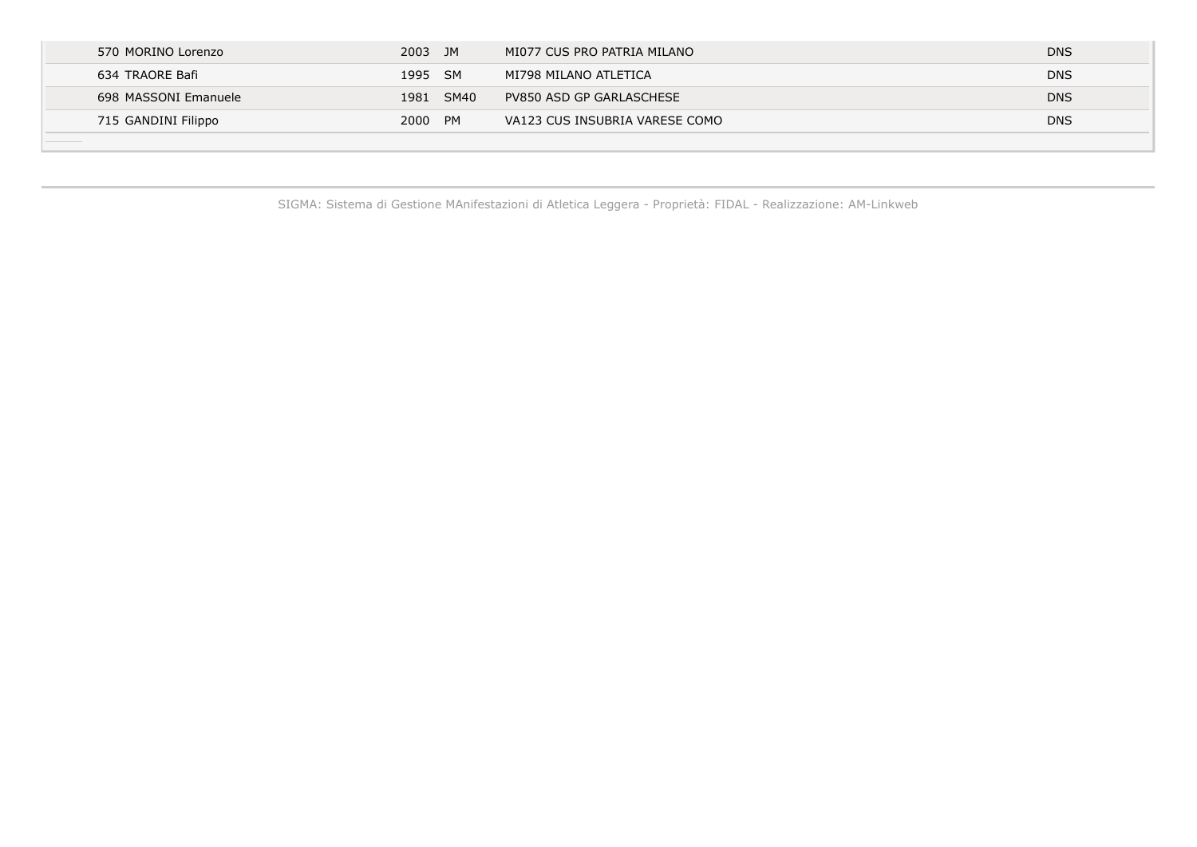| | | | | |
|---|---|---|---|---|
| 570 MORINO Lorenzo | 2003 | JM | MI077 CUS PRO PATRIA MILANO | DNS |
| 634 TRAORE Bafi | 1995 | SM | MI798 MILANO ATLETICA | DNS |
| 698 MASSONI Emanuele | 1981 | SM40 | PV850 ASD GP GARLASCHESE | DNS |
| 715 GANDINI Filippo | 2000 | PM | VA123 CUS INSUBRIA VARESE COMO | DNS |

SIGMA: Sistema di Gestione MAnifestazioni di Atletica Leggera - Proprietà: FIDAL - Realizzazione: AM-Linkweb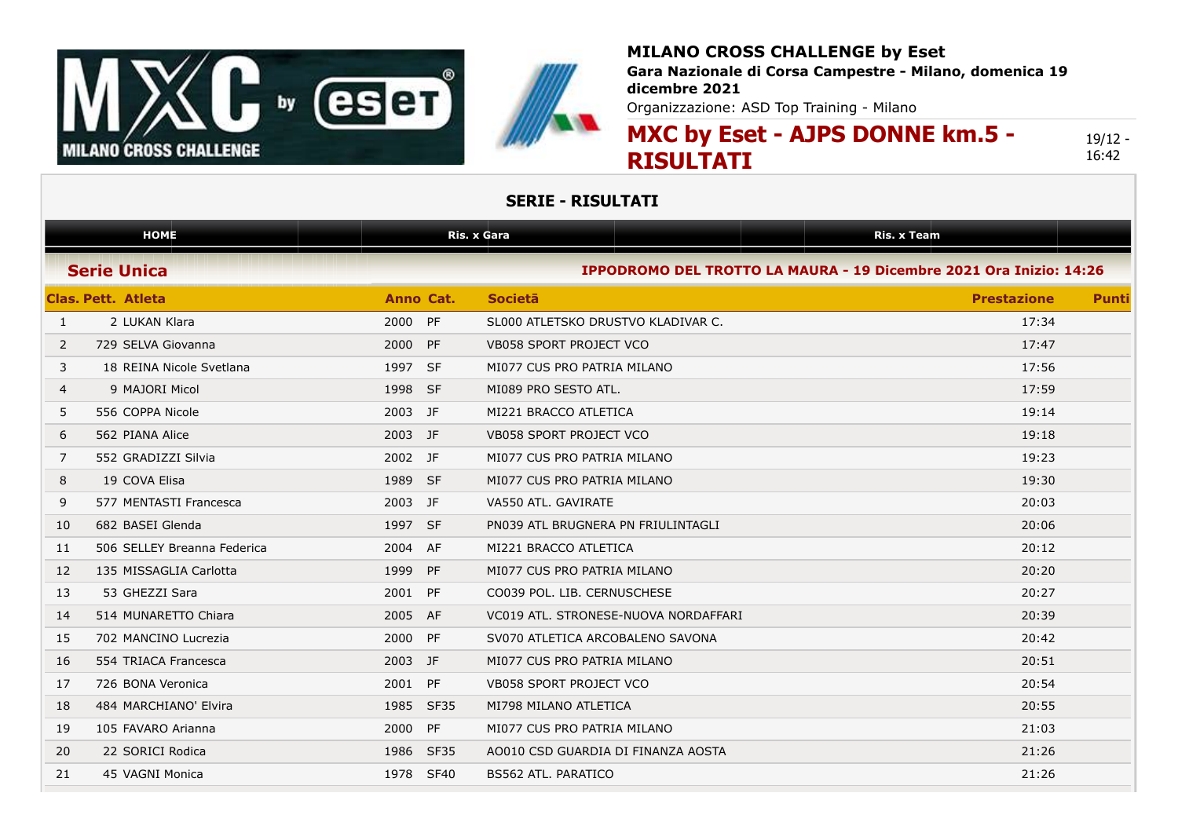**MILANO CROSS CHALLENGE by Eset**

**Gara Nazionale di Corsa Campestre - Milano, domenica 19 dicembre 2021**

Organizzazione: ASD Top Training - Milano

# MXC by Eset - AJPS DONNE km.5 - RISULTATI

19/12 - 16:42

## SERIE - RISULTATI

HOME | Ris. x Gara | Ris. x Team

### Serie Unica

**IPPODROMO DEL TROTTO LA MAURA - 19 Dicembre 2021 Ora Inizio: 14:26**

| Clas. | Pett. | Atleta | Anno | Cat. | Società | Prestazione | Punti |
|---|---|---|---|---|---|---|---|
| 1 | 2 | LUKAN Klara | 2000 | PF | SL000 ATLETSKO DRUSTVO KLADIVAR C. | 17:34 | |
| 2 | 729 | SELVA Giovanna | 2000 | PF | VB058 SPORT PROJECT VCO | 17:47 | |
| 3 | 18 | REINA Nicole Svetlana | 1997 | SF | MI077 CUS PRO PATRIA MILANO | 17:56 | |
| 4 | 9 | MAJORI Micol | 1998 | SF | MI089 PRO SESTO ATL. | 17:59 | |
| 5 | 556 | COPPA Nicole | 2003 | JF | MI221 BRACCO ATLETICA | 19:14 | |
| 6 | 562 | PIANA Alice | 2003 | JF | VB058 SPORT PROJECT VCO | 19:18 | |
| 7 | 552 | GRADIZZI Silvia | 2002 | JF | MI077 CUS PRO PATRIA MILANO | 19:23 | |
| 8 | 19 | COVA Elisa | 1989 | SF | MI077 CUS PRO PATRIA MILANO | 19:30 | |
| 9 | 577 | MENTASTI Francesca | 2003 | JF | VA550 ATL. GAVIRATE | 20:03 | |
| 10 | 682 | BASEI Glenda | 1997 | SF | PN039 ATL BRUGNERA PN FRIULINTAGLI | 20:06 | |
| 11 | 506 | SELLEY Breanna Federica | 2004 | AF | MI221 BRACCO ATLETICA | 20:12 | |
| 12 | 135 | MISSAGLIA Carlotta | 1999 | PF | MI077 CUS PRO PATRIA MILANO | 20:20 | |
| 13 | 53 | GHEZZI Sara | 2001 | PF | CO039 POL. LIB. CERNUSCHESE | 20:27 | |
| 14 | 514 | MUNARETTO Chiara | 2005 | AF | VC019 ATL. STRONESE-NUOVA NORDAFFARI | 20:39 | |
| 15 | 702 | MANCINO Lucrezia | 2000 | PF | SV070 ATLETICA ARCOBALENO SAVONA | 20:42 | |
| 16 | 554 | TRIACA Francesca | 2003 | JF | MI077 CUS PRO PATRIA MILANO | 20:51 | |
| 17 | 726 | BONA Veronica | 2001 | PF | VB058 SPORT PROJECT VCO | 20:54 | |
| 18 | 484 | MARCHIANO' Elvira | 1985 | SF35 | MI798 MILANO ATLETICA | 20:55 | |
| 19 | 105 | FAVARO Arianna | 2000 | PF | MI077 CUS PRO PATRIA MILANO | 21:03 | |
| 20 | 22 | SORICI Rodica | 1986 | SF35 | AO010 CSD GUARDIA DI FINANZA AOSTA | 21:26 | |
| 21 | 45 | VAGNI Monica | 1978 | SF40 | BS562 ATL. PARATICO | 21:26 | |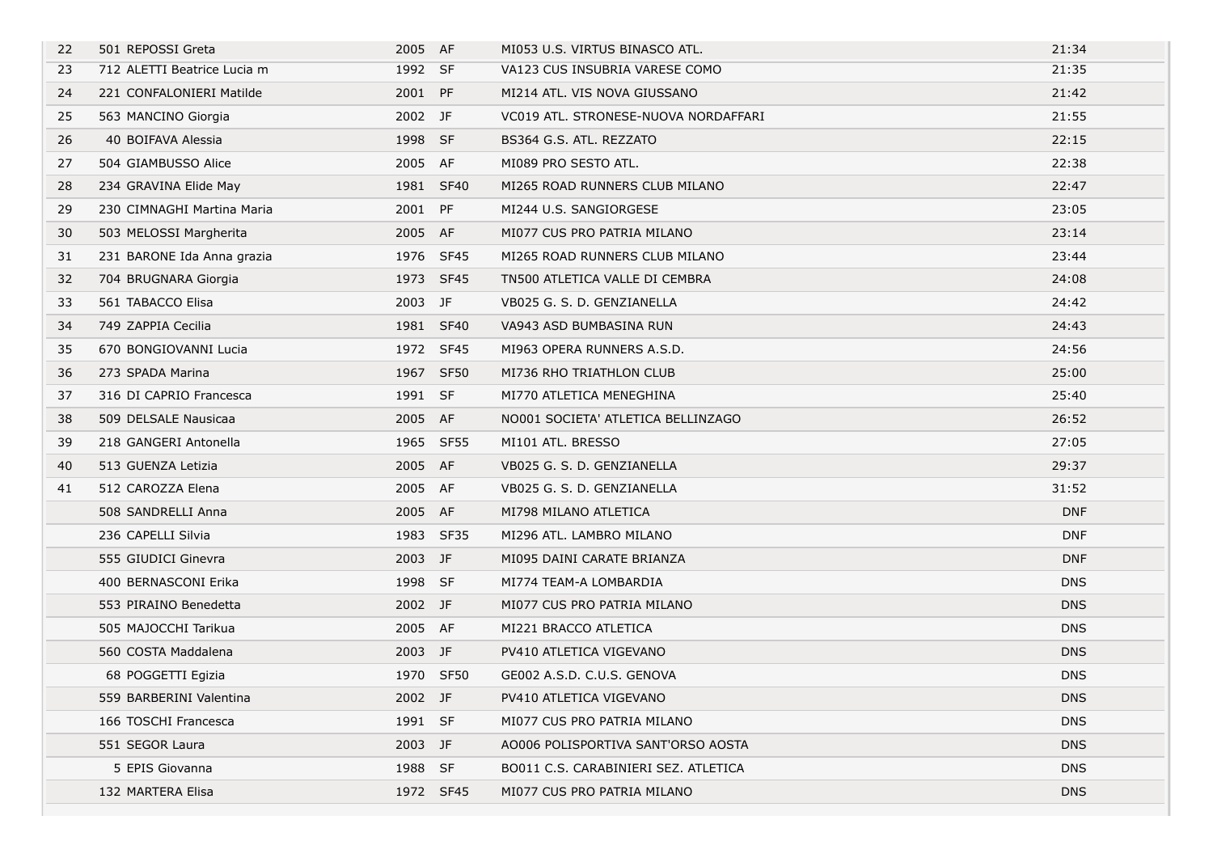| | | | | | |
|---|---|---|---|---|---|
| 22 | 501 REPOSSI Greta | 2005 | AF | MI053 U.S. VIRTUS BINASCO ATL. | 21:34 |
| 23 | 712 ALETTI Beatrice Lucia m | 1992 | SF | VA123 CUS INSUBRIA VARESE COMO | 21:35 |
| 24 | 221 CONFALONIERI Matilde | 2001 | PF | MI214 ATL. VIS NOVA GIUSSANO | 21:42 |
| 25 | 563 MANCINO Giorgia | 2002 | JF | VC019 ATL. STRONESE-NUOVA NORDAFFARI | 21:55 |
| 26 | 40 BOIFAVA Alessia | 1998 | SF | BS364 G.S. ATL. REZZATO | 22:15 |
| 27 | 504 GIAMBUSSO Alice | 2005 | AF | MI089 PRO SESTO ATL. | 22:38 |
| 28 | 234 GRAVINA Elide May | 1981 | SF40 | MI265 ROAD RUNNERS CLUB MILANO | 22:47 |
| 29 | 230 CIMNAGHI Martina Maria | 2001 | PF | MI244 U.S. SANGIORGESE | 23:05 |
| 30 | 503 MELOSSI Margherita | 2005 | AF | MI077 CUS PRO PATRIA MILANO | 23:14 |
| 31 | 231 BARONE Ida Anna grazia | 1976 | SF45 | MI265 ROAD RUNNERS CLUB MILANO | 23:44 |
| 32 | 704 BRUGNARA Giorgia | 1973 | SF45 | TN500 ATLETICA VALLE DI CEMBRA | 24:08 |
| 33 | 561 TABACCO Elisa | 2003 | JF | VB025 G. S. D. GENZIANELLA | 24:42 |
| 34 | 749 ZAPPIA Cecilia | 1981 | SF40 | VA943 ASD BUMBASINA RUN | 24:43 |
| 35 | 670 BONGIOVANNI Lucia | 1972 | SF45 | MI963 OPERA RUNNERS A.S.D. | 24:56 |
| 36 | 273 SPADA Marina | 1967 | SF50 | MI736 RHO TRIATHLON CLUB | 25:00 |
| 37 | 316 DI CAPRIO Francesca | 1991 | SF | MI770 ATLETICA MENEGHINA | 25:40 |
| 38 | 509 DELSALE Nausicaa | 2005 | AF | NO001 SOCIETA' ATLETICA BELLINZAGO | 26:52 |
| 39 | 218 GANGERI Antonella | 1965 | SF55 | MI101 ATL. BRESSO | 27:05 |
| 40 | 513 GUENZA Letizia | 2005 | AF | VB025 G. S. D. GENZIANELLA | 29:37 |
| 41 | 512 CAROZZA Elena | 2005 | AF | VB025 G. S. D. GENZIANELLA | 31:52 |
| | 508 SANDRELLI Anna | 2005 | AF | MI798 MILANO ATLETICA | DNF |
| | 236 CAPELLI Silvia | 1983 | SF35 | MI296 ATL. LAMBRO MILANO | DNF |
| | 555 GIUDICI Ginevra | 2003 | JF | MI095 DAINI CARATE BRIANZA | DNF |
| | 400 BERNASCONI Erika | 1998 | SF | MI774 TEAM-A LOMBARDIA | DNS |
| | 553 PIRAINO Benedetta | 2002 | JF | MI077 CUS PRO PATRIA MILANO | DNS |
| | 505 MAJOCCHI Tarikua | 2005 | AF | MI221 BRACCO ATLETICA | DNS |
| | 560 COSTA Maddalena | 2003 | JF | PV410 ATLETICA VIGEVANO | DNS |
| | 68 POGGETTI Egizia | 1970 | SF50 | GE002 A.S.D. C.U.S. GENOVA | DNS |
| | 559 BARBERINI Valentina | 2002 | JF | PV410 ATLETICA VIGEVANO | DNS |
| | 166 TOSCHI Francesca | 1991 | SF | MI077 CUS PRO PATRIA MILANO | DNS |
| | 551 SEGOR Laura | 2003 | JF | AO006 POLISPORTIVA SANT'ORSO AOSTA | DNS |
| | 5 EPIS Giovanna | 1988 | SF | BO011 C.S. CARABINIERI SEZ. ATLETICA | DNS |
| | 132 MARTERA Elisa | 1972 | SF45 | MI077 CUS PRO PATRIA MILANO | DNS |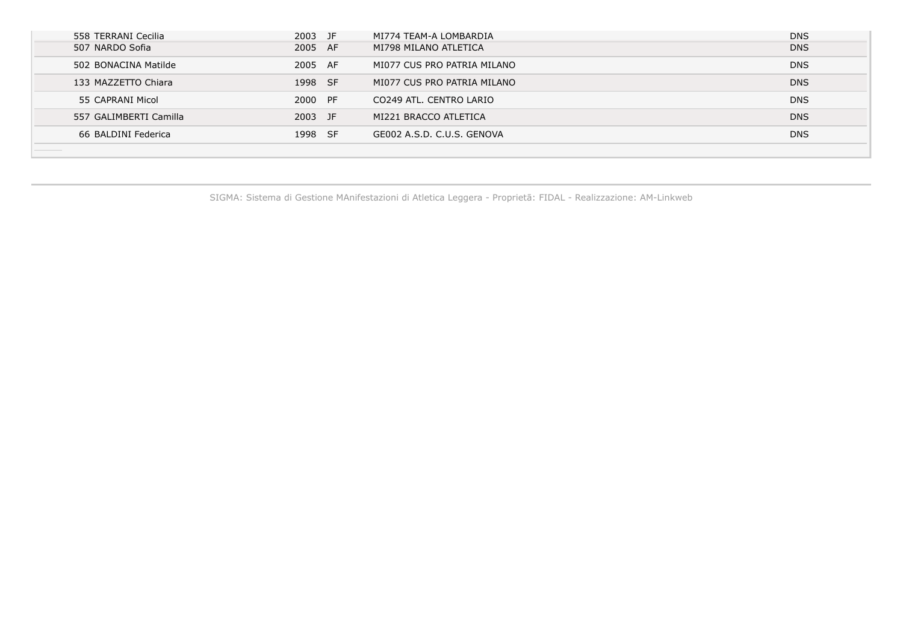| | | | | |
|---|---|---|---|---|
| 558 TERRANI Cecilia | 2003 | JF | MI774 TEAM-A LOMBARDIA | DNS |
| 507 NARDO Sofia | 2005 | AF | MI798 MILANO ATLETICA | DNS |
| 502 BONACINA Matilde | 2005 | AF | MI077 CUS PRO PATRIA MILANO | DNS |
| 133 MAZZETTO Chiara | 1998 | SF | MI077 CUS PRO PATRIA MILANO | DNS |
| 55 CAPRANI Micol | 2000 | PF | CO249 ATL. CENTRO LARIO | DNS |
| 557 GALIMBERTI Camilla | 2003 | JF | MI221 BRACCO ATLETICA | DNS |
| 66 BALDINI Federica | 1998 | SF | GE002 A.S.D. C.U.S. GENOVA | DNS |

SIGMA: Sistema di Gestione MAnifestazioni di Atletica Leggera - Proprietã: FIDAL - Realizzazione: AM-Linkweb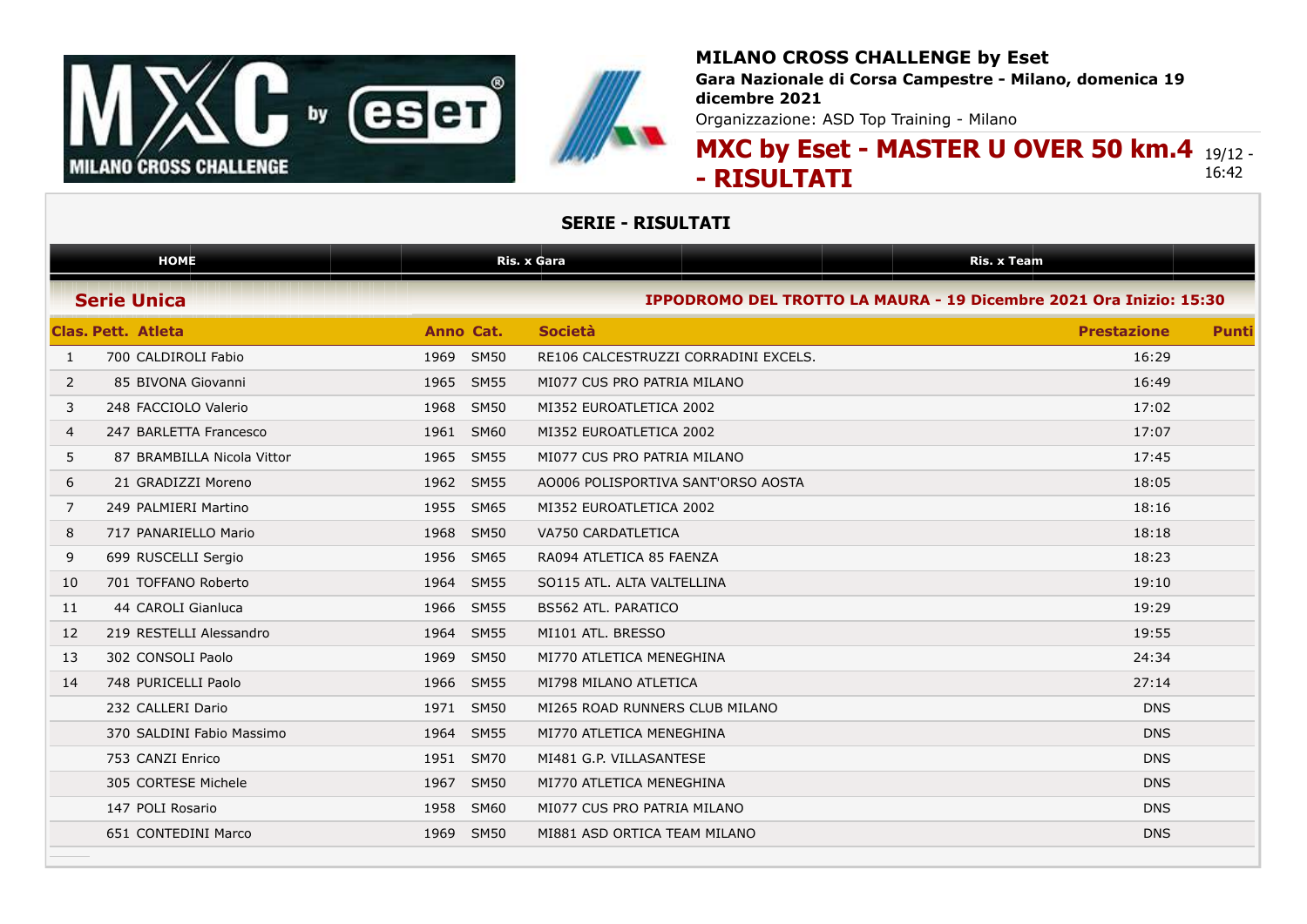**MILANO CROSS CHALLENGE by Eset**

**Gara Nazionale di Corsa Campestre - Milano, domenica 19 dicembre 2021**

Organizzazione: ASD Top Training - Milano

# MXC by Eset - MASTER U OVER 50 km.4 - RISULTATI

19/12 - 16:42

## SERIE - RISULTATI

HOME | Ris. x Gara | Ris. x Team

### Serie Unica

**IPPODROMO DEL TROTTO LA MAURA - 19 Dicembre 2021 Ora Inizio: 15:30**

| Clas. | Pett. | Atleta | Anno | Cat. | Società | Prestazione | Punti |
|---|---|---|---|---|---|---|---|
| 1 | 700 | CALDIROLI Fabio | 1969 | SM50 | RE106 CALCESTRUZZI CORRADINI EXCELS. | 16:29 | |
| 2 | 85 | BIVONA Giovanni | 1965 | SM55 | MI077 CUS PRO PATRIA MILANO | 16:49 | |
| 3 | 248 | FACCIOLO Valerio | 1968 | SM50 | MI352 EUROATLETICA 2002 | 17:02 | |
| 4 | 247 | BARLETTA Francesco | 1961 | SM60 | MI352 EUROATLETICA 2002 | 17:07 | |
| 5 | 87 | BRAMBILLA Nicola Vittor | 1965 | SM55 | MI077 CUS PRO PATRIA MILANO | 17:45 | |
| 6 | 21 | GRADIZZI Moreno | 1962 | SM55 | AO006 POLISPORTIVA SANT'ORSO AOSTA | 18:05 | |
| 7 | 249 | PALMIERI Martino | 1955 | SM65 | MI352 EUROATLETICA 2002 | 18:16 | |
| 8 | 717 | PANARIELLO Mario | 1968 | SM50 | VA750 CARDATLETICA | 18:18 | |
| 9 | 699 | RUSCELLI Sergio | 1956 | SM65 | RA094 ATLETICA 85 FAENZA | 18:23 | |
| 10 | 701 | TOFFANO Roberto | 1964 | SM55 | SO115 ATL. ALTA VALTELLINA | 19:10 | |
| 11 | 44 | CAROLI Gianluca | 1966 | SM55 | BS562 ATL. PARATICO | 19:29 | |
| 12 | 219 | RESTELLI Alessandro | 1964 | SM55 | MI101 ATL. BRESSO | 19:55 | |
| 13 | 302 | CONSOLI Paolo | 1969 | SM50 | MI770 ATLETICA MENEGHINA | 24:34 | |
| 14 | 748 | PURICELLI Paolo | 1966 | SM55 | MI798 MILANO ATLETICA | 27:14 | |
| | 232 | CALLERI Dario | 1971 | SM50 | MI265 ROAD RUNNERS CLUB MILANO | DNS | |
| | 370 | SALDINI Fabio Massimo | 1964 | SM55 | MI770 ATLETICA MENEGHINA | DNS | |
| | 753 | CANZI Enrico | 1951 | SM70 | MI481 G.P. VILLASANTESE | DNS | |
| | 305 | CORTESE Michele | 1967 | SM50 | MI770 ATLETICA MENEGHINA | DNS | |
| | 147 | POLI Rosario | 1958 | SM60 | MI077 CUS PRO PATRIA MILANO | DNS | |
| | 651 | CONTEDINI Marco | 1969 | SM50 | MI881 ASD ORTICA TEAM MILANO | DNS | |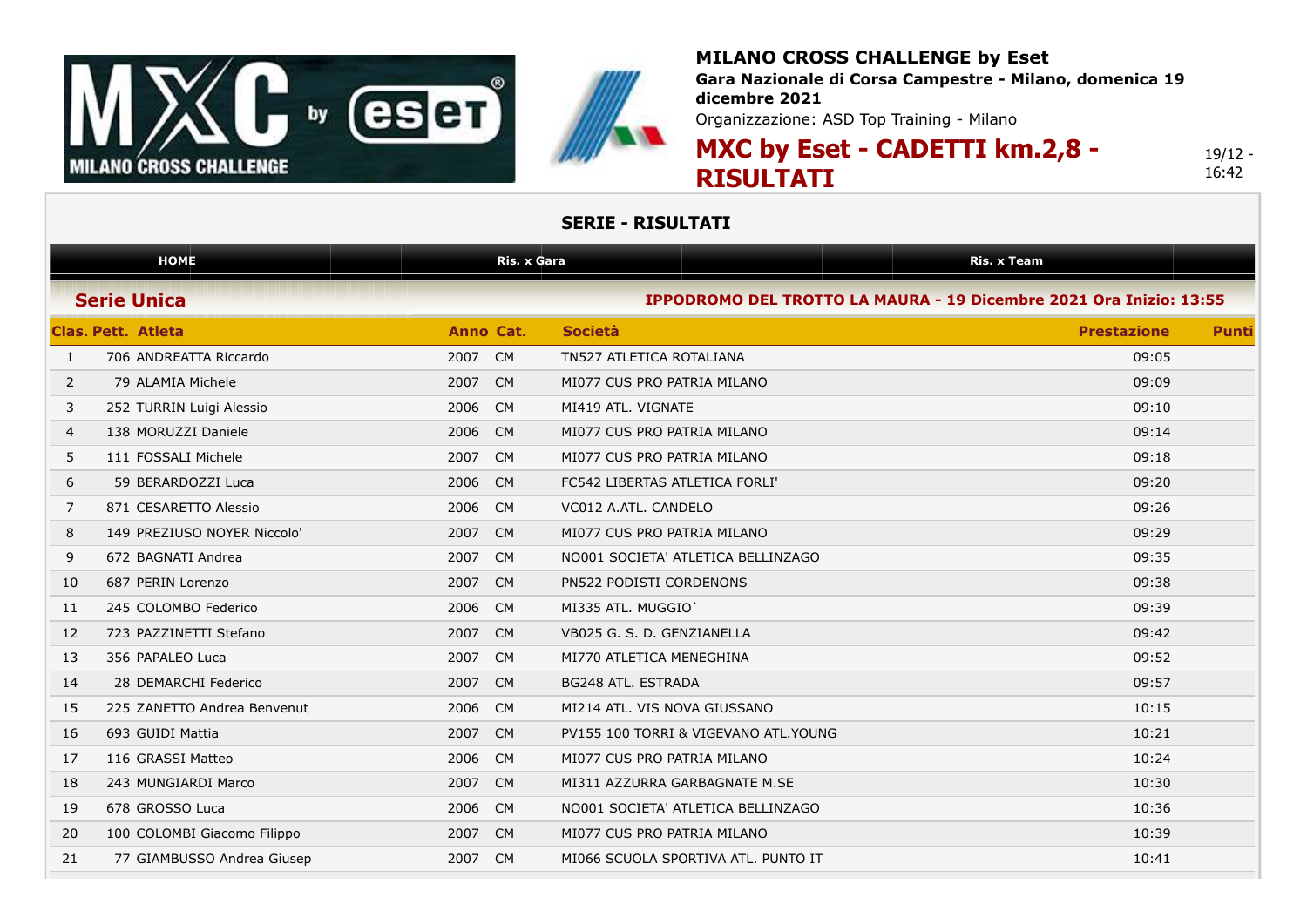**MILANO CROSS CHALLENGE by Eset**

**Gara Nazionale di Corsa Campestre - Milano, domenica 19 dicembre 2021**

Organizzazione: ASD Top Training - Milano

# MXC by Eset - CADETTI km.2,8 - RISULTATI

19/12 - 16:42

## SERIE - RISULTATI

HOME | Ris. x Gara | Ris. x Team

### Serie Unica

**IPPODROMO DEL TROTTO LA MAURA - 19 Dicembre 2021 Ora Inizio: 13:55**

| Clas. | Pett. | Atleta | Anno | Cat. | Società | Prestazione | Punti |
|---|---|---|---|---|---|---|---|
| 1 | 706 | ANDREATTA Riccardo | 2007 | CM | TN527 ATLETICA ROTALIANA | 09:05 | |
| 2 | 79 | ALAMIA Michele | 2007 | CM | MI077 CUS PRO PATRIA MILANO | 09:09 | |
| 3 | 252 | TURRIN Luigi Alessio | 2006 | CM | MI419 ATL. VIGNATE | 09:10 | |
| 4 | 138 | MORUZZI Daniele | 2006 | CM | MI077 CUS PRO PATRIA MILANO | 09:14 | |
| 5 | 111 | FOSSALI Michele | 2007 | CM | MI077 CUS PRO PATRIA MILANO | 09:18 | |
| 6 | 59 | BERARDOZZI Luca | 2006 | CM | FC542 LIBERTAS ATLETICA FORLI' | 09:20 | |
| 7 | 871 | CESARETTO Alessio | 2006 | CM | VC012 A.ATL. CANDELO | 09:26 | |
| 8 | 149 | PREZIUSO NOYER Niccolo' | 2007 | CM | MI077 CUS PRO PATRIA MILANO | 09:29 | |
| 9 | 672 | BAGNATI Andrea | 2007 | CM | NO001 SOCIETA' ATLETICA BELLINZAGO | 09:35 | |
| 10 | 687 | PERIN Lorenzo | 2007 | CM | PN522 PODISTI CORDENONS | 09:38 | |
| 11 | 245 | COLOMBO Federico | 2006 | CM | MI335 ATL. MUGGIO` | 09:39 | |
| 12 | 723 | PAZZINETTI Stefano | 2007 | CM | VB025 G. S. D. GENZIANELLA | 09:42 | |
| 13 | 356 | PAPALEO Luca | 2007 | CM | MI770 ATLETICA MENEGHINA | 09:52 | |
| 14 | 28 | DEMARCHI Federico | 2007 | CM | BG248 ATL. ESTRADA | 09:57 | |
| 15 | 225 | ZANETTO Andrea Benvenut | 2006 | CM | MI214 ATL. VIS NOVA GIUSSANO | 10:15 | |
| 16 | 693 | GUIDI Mattia | 2007 | CM | PV155 100 TORRI & VIGEVANO ATL.YOUNG | 10:21 | |
| 17 | 116 | GRASSI Matteo | 2006 | CM | MI077 CUS PRO PATRIA MILANO | 10:24 | |
| 18 | 243 | MUNGIARDI Marco | 2007 | CM | MI311 AZZURRA GARBAGNATE M.SE | 10:30 | |
| 19 | 678 | GROSSO Luca | 2006 | CM | NO001 SOCIETA' ATLETICA BELLINZAGO | 10:36 | |
| 20 | 100 | COLOMBI Giacomo Filippo | 2007 | CM | MI077 CUS PRO PATRIA MILANO | 10:39 | |
| 21 | 77 | GIAMBUSSO Andrea Giusep | 2007 | CM | MI066 SCUOLA SPORTIVA ATL. PUNTO IT | 10:41 | |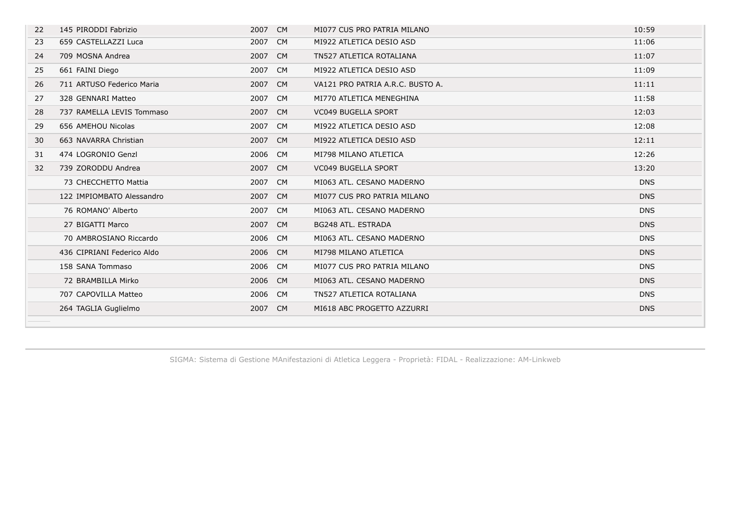| | | | | | |
|---|---|---|---|---|---|
| 22 | 145 PIRODDI Fabrizio | 2007 | CM | MI077 CUS PRO PATRIA MILANO | 10:59 |
| 23 | 659 CASTELLAZZI Luca | 2007 | CM | MI922 ATLETICA DESIO ASD | 11:06 |
| 24 | 709 MOSNA Andrea | 2007 | CM | TN527 ATLETICA ROTALIANA | 11:07 |
| 25 | 661 FAINI Diego | 2007 | CM | MI922 ATLETICA DESIO ASD | 11:09 |
| 26 | 711 ARTUSO Federico Maria | 2007 | CM | VA121 PRO PATRIA A.R.C. BUSTO A. | 11:11 |
| 27 | 328 GENNARI Matteo | 2007 | CM | MI770 ATLETICA MENEGHINA | 11:58 |
| 28 | 737 RAMELLA LEVIS Tommaso | 2007 | CM | VC049 BUGELLA SPORT | 12:03 |
| 29 | 656 AMEHOU Nicolas | 2007 | CM | MI922 ATLETICA DESIO ASD | 12:08 |
| 30 | 663 NAVARRA Christian | 2007 | CM | MI922 ATLETICA DESIO ASD | 12:11 |
| 31 | 474 LOGRONIO Genzl | 2006 | CM | MI798 MILANO ATLETICA | 12:26 |
| 32 | 739 ZORODDU Andrea | 2007 | CM | VC049 BUGELLA SPORT | 13:20 |
| | 73 CHECCHETTO Mattia | 2007 | CM | MI063 ATL. CESANO MADERNO | DNS |
| | 122 IMPIOMBATO Alessandro | 2007 | CM | MI077 CUS PRO PATRIA MILANO | DNS |
| | 76 ROMANO' Alberto | 2007 | CM | MI063 ATL. CESANO MADERNO | DNS |
| | 27 BIGATTI Marco | 2007 | CM | BG248 ATL. ESTRADA | DNS |
| | 70 AMBROSIANO Riccardo | 2006 | CM | MI063 ATL. CESANO MADERNO | DNS |
| | 436 CIPRIANI Federico Aldo | 2006 | CM | MI798 MILANO ATLETICA | DNS |
| | 158 SANA Tommaso | 2006 | CM | MI077 CUS PRO PATRIA MILANO | DNS |
| | 72 BRAMBILLA Mirko | 2006 | CM | MI063 ATL. CESANO MADERNO | DNS |
| | 707 CAPOVILLA Matteo | 2006 | CM | TN527 ATLETICA ROTALIANA | DNS |
| | 264 TAGLIA Guglielmo | 2007 | CM | MI618 ABC PROGETTO AZZURRI | DNS |

SIGMA: Sistema di Gestione MAnifestazioni di Atletica Leggera - Proprietà: FIDAL - Realizzazione: AM-Linkweb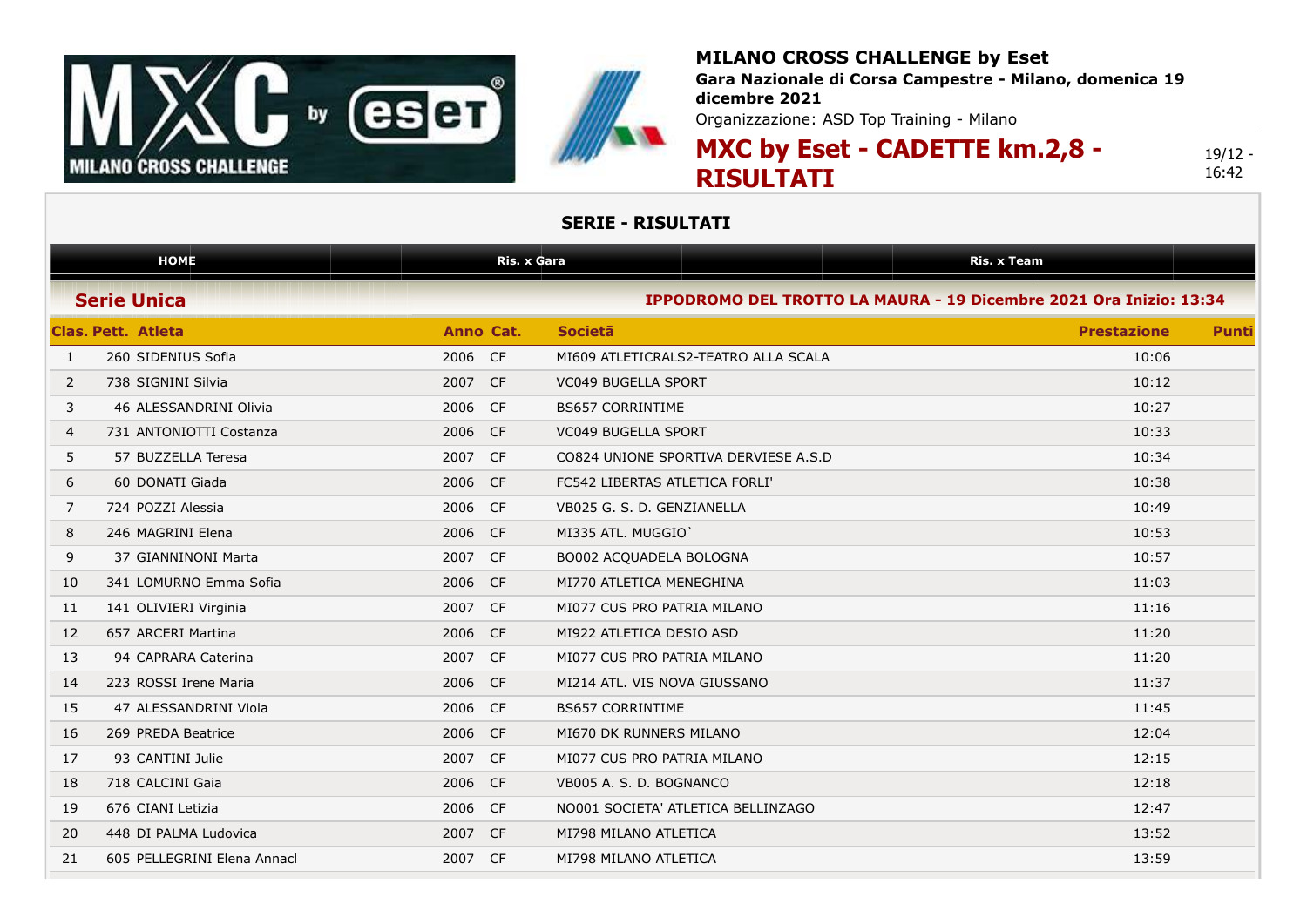**MILANO CROSS CHALLENGE by Eset**

**Gara Nazionale di Corsa Campestre - Milano, domenica 19 dicembre 2021**

Organizzazione: ASD Top Training - Milano

# MXC by Eset - CADETTE km.2,8 - RISULTATI

19/12 - 16:42

## SERIE - RISULTATI

HOME | Ris. x Gara | Ris. x Team

### Serie Unica

**IPPODROMO DEL TROTTO LA MAURA - 19 Dicembre 2021 Ora Inizio: 13:34**

| Clas. | Pett. | Atleta | Anno | Cat. | Società | Prestazione | Punti |
|---|---|---|---|---|---|---|---|
| 1 | 260 | SIDENIUS Sofia | 2006 | CF | MI609 ATLETICRALS2-TEATRO ALLA SCALA | 10:06 | |
| 2 | 738 | SIGNINI Silvia | 2007 | CF | VC049 BUGELLA SPORT | 10:12 | |
| 3 | 46 | ALESSANDRINI Olivia | 2006 | CF | BS657 CORRINTIME | 10:27 | |
| 4 | 731 | ANTONIOTTI Costanza | 2006 | CF | VC049 BUGELLA SPORT | 10:33 | |
| 5 | 57 | BUZZELLA Teresa | 2007 | CF | CO824 UNIONE SPORTIVA DERVIESE A.S.D | 10:34 | |
| 6 | 60 | DONATI Giada | 2006 | CF | FC542 LIBERTAS ATLETICA FORLI' | 10:38 | |
| 7 | 724 | POZZI Alessia | 2006 | CF | VB025 G. S. D. GENZIANELLA | 10:49 | |
| 8 | 246 | MAGRINI Elena | 2006 | CF | MI335 ATL. MUGGIO` | 10:53 | |
| 9 | 37 | GIANNINONI Marta | 2007 | CF | BO002 ACQUADELA BOLOGNA | 10:57 | |
| 10 | 341 | LOMURNO Emma Sofia | 2006 | CF | MI770 ATLETICA MENEGHINA | 11:03 | |
| 11 | 141 | OLIVIERI Virginia | 2007 | CF | MI077 CUS PRO PATRIA MILANO | 11:16 | |
| 12 | 657 | ARCERI Martina | 2006 | CF | MI922 ATLETICA DESIO ASD | 11:20 | |
| 13 | 94 | CAPRARA Caterina | 2007 | CF | MI077 CUS PRO PATRIA MILANO | 11:20 | |
| 14 | 223 | ROSSI Irene Maria | 2006 | CF | MI214 ATL. VIS NOVA GIUSSANO | 11:37 | |
| 15 | 47 | ALESSANDRINI Viola | 2006 | CF | BS657 CORRINTIME | 11:45 | |
| 16 | 269 | PREDA Beatrice | 2006 | CF | MI670 DK RUNNERS MILANO | 12:04 | |
| 17 | 93 | CANTINI Julie | 2007 | CF | MI077 CUS PRO PATRIA MILANO | 12:15 | |
| 18 | 718 | CALCINI Gaia | 2006 | CF | VB005 A. S. D. BOGNANCO | 12:18 | |
| 19 | 676 | CIANI Letizia | 2006 | CF | NO001 SOCIETA' ATLETICA BELLINZAGO | 12:47 | |
| 20 | 448 | DI PALMA Ludovica | 2007 | CF | MI798 MILANO ATLETICA | 13:52 | |
| 21 | 605 | PELLEGRINI Elena Annacl | 2007 | CF | MI798 MILANO ATLETICA | 13:59 | |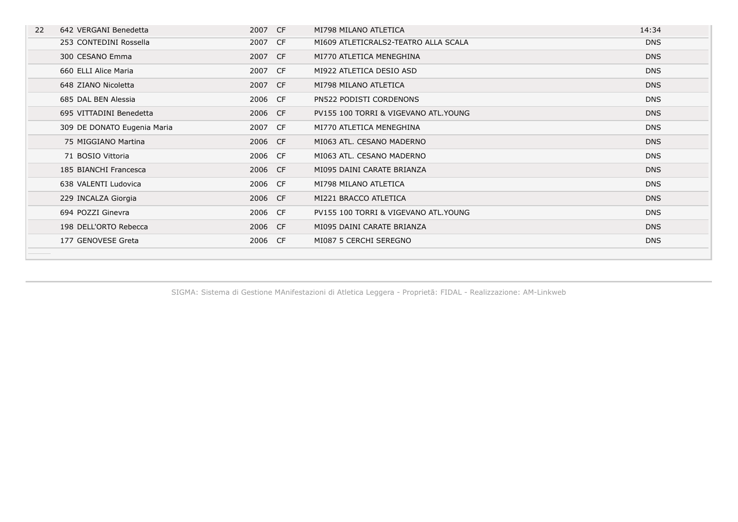| | | | | | |
|---|---|---|---|---|---|
| 22 | 642 VERGANI Benedetta | 2007 | CF | MI798 MILANO ATLETICA | 14:34 |
| | 253 CONTEDINI Rossella | 2007 | CF | MI609 ATLETICRALS2-TEATRO ALLA SCALA | DNS |
| | 300 CESANO Emma | 2007 | CF | MI770 ATLETICA MENEGHINA | DNS |
| | 660 ELLI Alice Maria | 2007 | CF | MI922 ATLETICA DESIO ASD | DNS |
| | 648 ZIANO Nicoletta | 2007 | CF | MI798 MILANO ATLETICA | DNS |
| | 685 DAL BEN Alessia | 2006 | CF | PN522 PODISTI CORDENONS | DNS |
| | 695 VITTADINI Benedetta | 2006 | CF | PV155 100 TORRI & VIGEVANO ATL.YOUNG | DNS |
| | 309 DE DONATO Eugenia Maria | 2007 | CF | MI770 ATLETICA MENEGHINA | DNS |
| | 75 MIGGIANO Martina | 2006 | CF | MI063 ATL. CESANO MADERNO | DNS |
| | 71 BOSIO Vittoria | 2006 | CF | MI063 ATL. CESANO MADERNO | DNS |
| | 185 BIANCHI Francesca | 2006 | CF | MI095 DAINI CARATE BRIANZA | DNS |
| | 638 VALENTI Ludovica | 2006 | CF | MI798 MILANO ATLETICA | DNS |
| | 229 INCALZA Giorgia | 2006 | CF | MI221 BRACCO ATLETICA | DNS |
| | 694 POZZI Ginevra | 2006 | CF | PV155 100 TORRI & VIGEVANO ATL.YOUNG | DNS |
| | 198 DELL'ORTO Rebecca | 2006 | CF | MI095 DAINI CARATE BRIANZA | DNS |
| | 177 GENOVESE Greta | 2006 | CF | MI087 5 CERCHI SEREGNO | DNS |

SIGMA: Sistema di Gestione MAnifestazioni di Atletica Leggera - Proprietã: FIDAL - Realizzazione: AM-Linkweb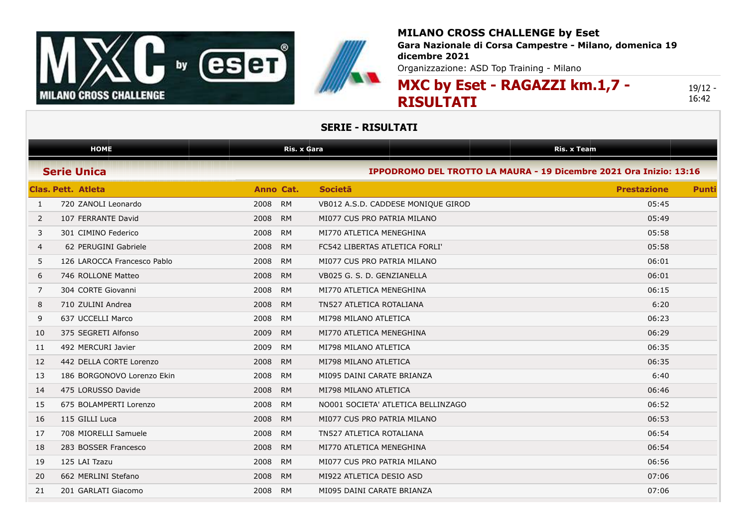**MILANO CROSS CHALLENGE by Eset**

**Gara Nazionale di Corsa Campestre - Milano, domenica 19 dicembre 2021**

Organizzazione: ASD Top Training - Milano

# MXC by Eset - RAGAZZI km.1,7 - RISULTATI

19/12 - 16:42

## SERIE - RISULTATI

HOME | Ris. x Gara | Ris. x Team

### Serie Unica

**IPPODROMO DEL TROTTO LA MAURA - 19 Dicembre 2021 Ora Inizio: 13:16**

| Clas. | Pett. | Atleta | Anno | Cat. | Società | Prestazione | Punti |
|---|---|---|---|---|---|---|---|
| 1 | 720 | ZANOLI Leonardo | 2008 | RM | VB012 A.S.D. CADDESE MONIQUE GIROD | 05:45 | |
| 2 | 107 | FERRANTE David | 2008 | RM | MI077 CUS PRO PATRIA MILANO | 05:49 | |
| 3 | 301 | CIMINO Federico | 2008 | RM | MI770 ATLETICA MENEGHINA | 05:58 | |
| 4 | 62 | PERUGINI Gabriele | 2008 | RM | FC542 LIBERTAS ATLETICA FORLI' | 05:58 | |
| 5 | 126 | LAROCCA Francesco Pablo | 2008 | RM | MI077 CUS PRO PATRIA MILANO | 06:01 | |
| 6 | 746 | ROLLONE Matteo | 2008 | RM | VB025 G. S. D. GENZIANELLA | 06:01 | |
| 7 | 304 | CORTE Giovanni | 2008 | RM | MI770 ATLETICA MENEGHINA | 06:15 | |
| 8 | 710 | ZULINI Andrea | 2008 | RM | TN527 ATLETICA ROTALIANA | 6:20 | |
| 9 | 637 | UCCELLI Marco | 2008 | RM | MI798 MILANO ATLETICA | 06:23 | |
| 10 | 375 | SEGRETI Alfonso | 2009 | RM | MI770 ATLETICA MENEGHINA | 06:29 | |
| 11 | 492 | MERCURI Javier | 2009 | RM | MI798 MILANO ATLETICA | 06:35 | |
| 12 | 442 | DELLA CORTE Lorenzo | 2008 | RM | MI798 MILANO ATLETICA | 06:35 | |
| 13 | 186 | BORGONOVO Lorenzo Ekin | 2008 | RM | MI095 DAINI CARATE BRIANZA | 6:40 | |
| 14 | 475 | LORUSSO Davide | 2008 | RM | MI798 MILANO ATLETICA | 06:46 | |
| 15 | 675 | BOLAMPERTI Lorenzo | 2008 | RM | NO001 SOCIETA' ATLETICA BELLINZAGO | 06:52 | |
| 16 | 115 | GILLI Luca | 2008 | RM | MI077 CUS PRO PATRIA MILANO | 06:53 | |
| 17 | 708 | MIORELLI Samuele | 2008 | RM | TN527 ATLETICA ROTALIANA | 06:54 | |
| 18 | 283 | BOSSER Francesco | 2008 | RM | MI770 ATLETICA MENEGHINA | 06:54 | |
| 19 | 125 | LAI Tzazu | 2008 | RM | MI077 CUS PRO PATRIA MILANO | 06:56 | |
| 20 | 662 | MERLINI Stefano | 2008 | RM | MI922 ATLETICA DESIO ASD | 07:06 | |
| 21 | 201 | GARLATI Giacomo | 2008 | RM | MI095 DAINI CARATE BRIANZA | 07:06 | |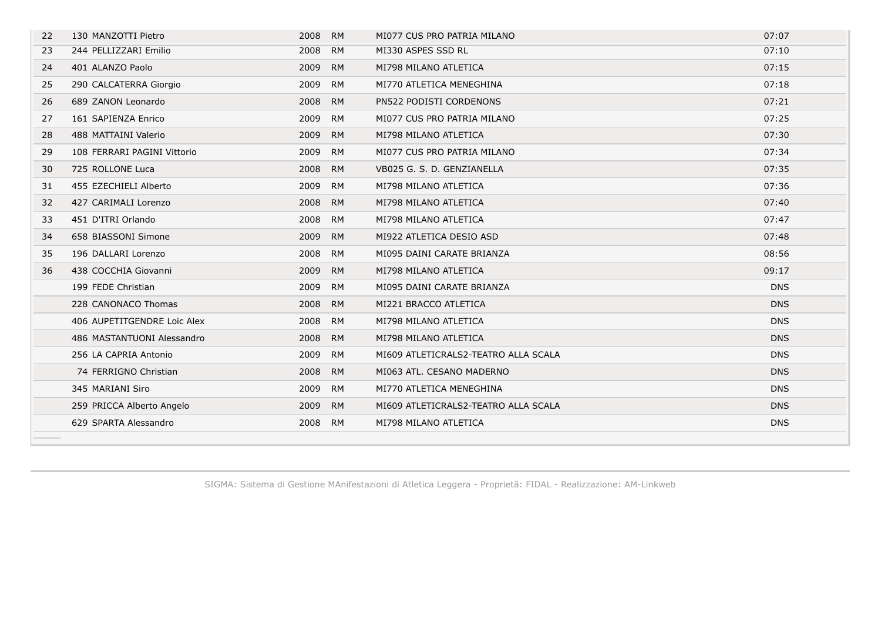| | | | | | |
|---|---|---|---|---|---|
| 22 | 130 MANZOTTI Pietro | 2008 | RM | MI077 CUS PRO PATRIA MILANO | 07:07 |
| 23 | 244 PELLIZZARI Emilio | 2008 | RM | MI330 ASPES SSD RL | 07:10 |
| 24 | 401 ALANZO Paolo | 2009 | RM | MI798 MILANO ATLETICA | 07:15 |
| 25 | 290 CALCATERRA Giorgio | 2009 | RM | MI770 ATLETICA MENEGHINA | 07:18 |
| 26 | 689 ZANON Leonardo | 2008 | RM | PN522 PODISTI CORDENONS | 07:21 |
| 27 | 161 SAPIENZA Enrico | 2009 | RM | MI077 CUS PRO PATRIA MILANO | 07:25 |
| 28 | 488 MATTAINI Valerio | 2009 | RM | MI798 MILANO ATLETICA | 07:30 |
| 29 | 108 FERRARI PAGINI Vittorio | 2009 | RM | MI077 CUS PRO PATRIA MILANO | 07:34 |
| 30 | 725 ROLLONE Luca | 2008 | RM | VB025 G. S. D. GENZIANELLA | 07:35 |
| 31 | 455 EZECHIELI Alberto | 2009 | RM | MI798 MILANO ATLETICA | 07:36 |
| 32 | 427 CARIMALI Lorenzo | 2008 | RM | MI798 MILANO ATLETICA | 07:40 |
| 33 | 451 D'ITRI Orlando | 2008 | RM | MI798 MILANO ATLETICA | 07:47 |
| 34 | 658 BIASSONI Simone | 2009 | RM | MI922 ATLETICA DESIO ASD | 07:48 |
| 35 | 196 DALLARI Lorenzo | 2008 | RM | MI095 DAINI CARATE BRIANZA | 08:56 |
| 36 | 438 COCCHIA Giovanni | 2009 | RM | MI798 MILANO ATLETICA | 09:17 |
| | 199 FEDE Christian | 2009 | RM | MI095 DAINI CARATE BRIANZA | DNS |
| | 228 CANONACO Thomas | 2008 | RM | MI221 BRACCO ATLETICA | DNS |
| | 406 AUPETITGENDRE Loic Alex | 2008 | RM | MI798 MILANO ATLETICA | DNS |
| | 486 MASTANTUONI Alessandro | 2008 | RM | MI798 MILANO ATLETICA | DNS |
| | 256 LA CAPRIA Antonio | 2009 | RM | MI609 ATLETICRALS2-TEATRO ALLA SCALA | DNS |
| | 74 FERRIGNO Christian | 2008 | RM | MI063 ATL. CESANO MADERNO | DNS |
| | 345 MARIANI Siro | 2009 | RM | MI770 ATLETICA MENEGHINA | DNS |
| | 259 PRICCA Alberto Angelo | 2009 | RM | MI609 ATLETICRALS2-TEATRO ALLA SCALA | DNS |
| | 629 SPARTA Alessandro | 2008 | RM | MI798 MILANO ATLETICA | DNS |

SIGMA: Sistema di Gestione MAnifestazioni di Atletica Leggera - Proprietà: FIDAL - Realizzazione: AM-Linkweb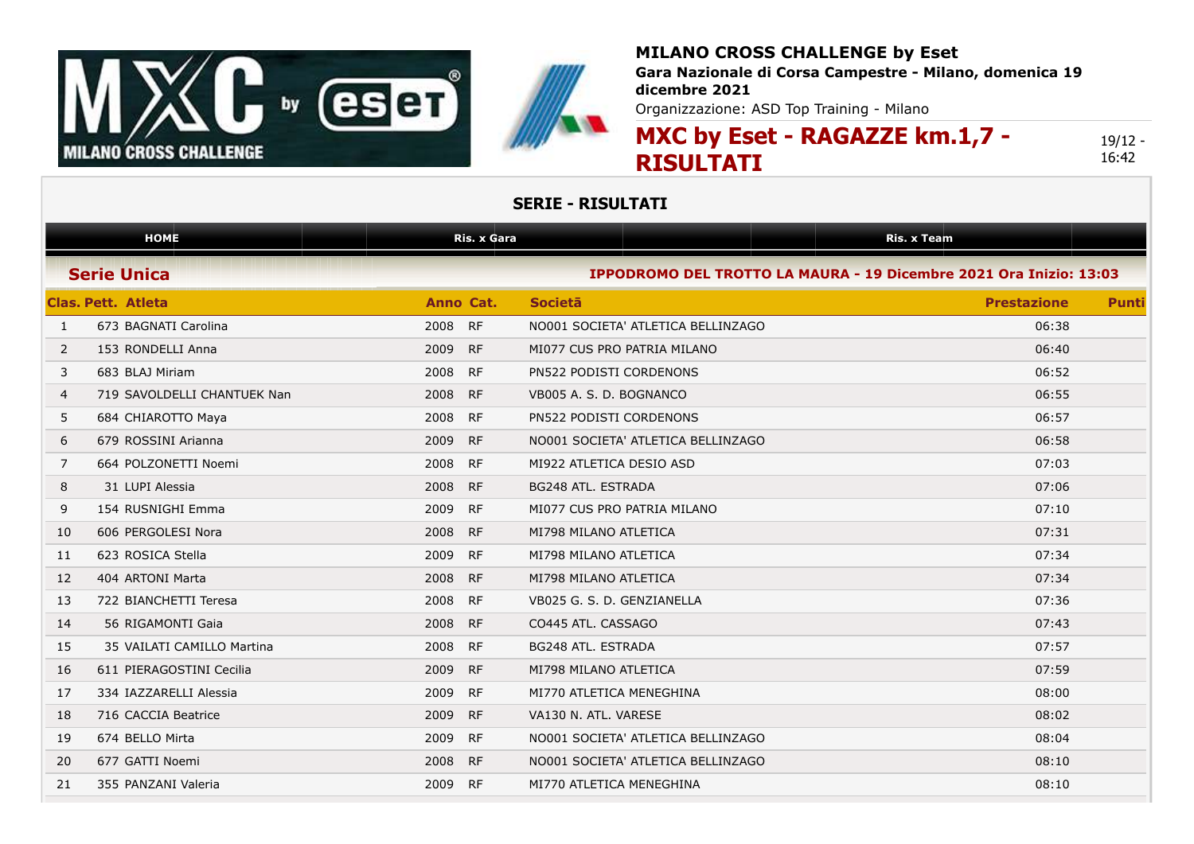**MILANO CROSS CHALLENGE by Eset**

**Gara Nazionale di Corsa Campestre - Milano, domenica 19 dicembre 2021**

Organizzazione: ASD Top Training - Milano

# MXC by Eset - RAGAZZE km.1,7 - RISULTATI

19/12 - 16:42

## SERIE - RISULTATI

HOME | Ris. x Gara | Ris. x Team

### Serie Unica

**IPPODROMO DEL TROTTO LA MAURA - 19 Dicembre 2021 Ora Inizio: 13:03**

| Clas. | Pett. | Atleta | Anno | Cat. | Società | Prestazione | Punti |
|---|---|---|---|---|---|---|---|
| 1 | 673 | BAGNATI Carolina | 2008 | RF | NO001 SOCIETA' ATLETICA BELLINZAGO | 06:38 | |
| 2 | 153 | RONDELLI Anna | 2009 | RF | MI077 CUS PRO PATRIA MILANO | 06:40 | |
| 3 | 683 | BLAJ Miriam | 2008 | RF | PN522 PODISTI CORDENONS | 06:52 | |
| 4 | 719 | SAVOLDELLI CHANTUEK Nan | 2008 | RF | VB005 A. S. D. BOGNANCO | 06:55 | |
| 5 | 684 | CHIAROTTO Maya | 2008 | RF | PN522 PODISTI CORDENONS | 06:57 | |
| 6 | 679 | ROSSINI Arianna | 2009 | RF | NO001 SOCIETA' ATLETICA BELLINZAGO | 06:58 | |
| 7 | 664 | POLZONETTI Noemi | 2008 | RF | MI922 ATLETICA DESIO ASD | 07:03 | |
| 8 | 31 | LUPI Alessia | 2008 | RF | BG248 ATL. ESTRADA | 07:06 | |
| 9 | 154 | RUSNIGHI Emma | 2009 | RF | MI077 CUS PRO PATRIA MILANO | 07:10 | |
| 10 | 606 | PERGOLESI Nora | 2008 | RF | MI798 MILANO ATLETICA | 07:31 | |
| 11 | 623 | ROSICA Stella | 2009 | RF | MI798 MILANO ATLETICA | 07:34 | |
| 12 | 404 | ARTONI Marta | 2008 | RF | MI798 MILANO ATLETICA | 07:34 | |
| 13 | 722 | BIANCHETTI Teresa | 2008 | RF | VB025 G. S. D. GENZIANELLA | 07:36 | |
| 14 | 56 | RIGAMONTI Gaia | 2008 | RF | CO445 ATL. CASSAGO | 07:43 | |
| 15 | 35 | VAILATI CAMILLO Martina | 2008 | RF | BG248 ATL. ESTRADA | 07:57 | |
| 16 | 611 | PIERAGOSTINI Cecilia | 2009 | RF | MI798 MILANO ATLETICA | 07:59 | |
| 17 | 334 | IAZZARELLI Alessia | 2009 | RF | MI770 ATLETICA MENEGHINA | 08:00 | |
| 18 | 716 | CACCIA Beatrice | 2009 | RF | VA130 N. ATL. VARESE | 08:02 | |
| 19 | 674 | BELLO Mirta | 2009 | RF | NO001 SOCIETA' ATLETICA BELLINZAGO | 08:04 | |
| 20 | 677 | GATTI Noemi | 2008 | RF | NO001 SOCIETA' ATLETICA BELLINZAGO | 08:10 | |
| 21 | 355 | PANZANI Valeria | 2009 | RF | MI770 ATLETICA MENEGHINA | 08:10 | |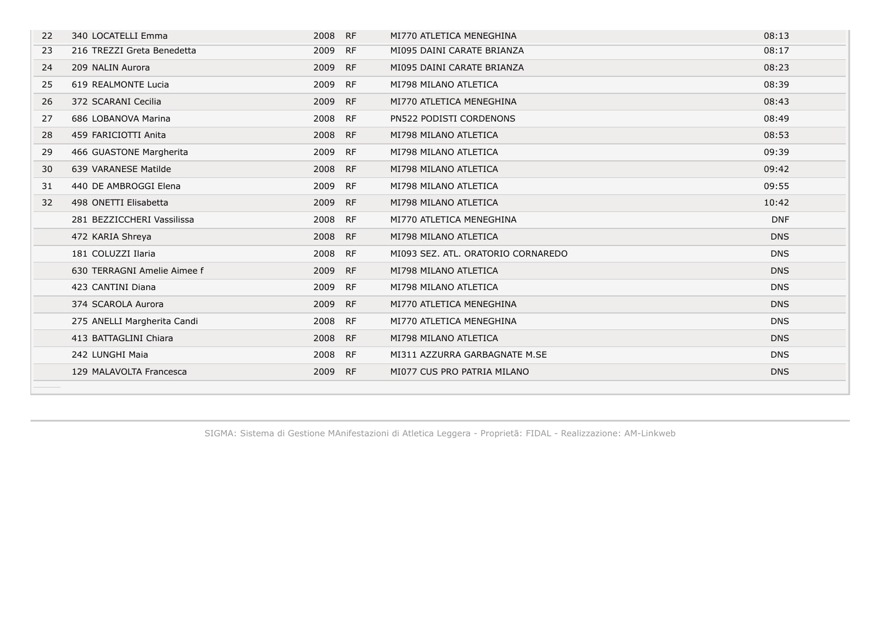| | | | | | |
|---|---|---|---|---|---|
| 22 | 340 LOCATELLI Emma | 2008 | RF | MI770 ATLETICA MENEGHINA | 08:13 |
| 23 | 216 TREZZI Greta Benedetta | 2009 | RF | MI095 DAINI CARATE BRIANZA | 08:17 |
| 24 | 209 NALIN Aurora | 2009 | RF | MI095 DAINI CARATE BRIANZA | 08:23 |
| 25 | 619 REALMONTE Lucia | 2009 | RF | MI798 MILANO ATLETICA | 08:39 |
| 26 | 372 SCARANI Cecilia | 2009 | RF | MI770 ATLETICA MENEGHINA | 08:43 |
| 27 | 686 LOBANOVA Marina | 2008 | RF | PN522 PODISTI CORDENONS | 08:49 |
| 28 | 459 FARICIOTTI Anita | 2008 | RF | MI798 MILANO ATLETICA | 08:53 |
| 29 | 466 GUASTONE Margherita | 2009 | RF | MI798 MILANO ATLETICA | 09:39 |
| 30 | 639 VARANESE Matilde | 2008 | RF | MI798 MILANO ATLETICA | 09:42 |
| 31 | 440 DE AMBROGGI Elena | 2009 | RF | MI798 MILANO ATLETICA | 09:55 |
| 32 | 498 ONETTI Elisabetta | 2009 | RF | MI798 MILANO ATLETICA | 10:42 |
| | 281 BEZZICCHERI Vassilissa | 2008 | RF | MI770 ATLETICA MENEGHINA | DNF |
| | 472 KARIA Shreya | 2008 | RF | MI798 MILANO ATLETICA | DNS |
| | 181 COLUZZI Ilaria | 2008 | RF | MI093 SEZ. ATL. ORATORIO CORNAREDO | DNS |
| | 630 TERRAGNI Amelie Aimee f | 2009 | RF | MI798 MILANO ATLETICA | DNS |
| | 423 CANTINI Diana | 2009 | RF | MI798 MILANO ATLETICA | DNS |
| | 374 SCAROLA Aurora | 2009 | RF | MI770 ATLETICA MENEGHINA | DNS |
| | 275 ANELLI Margherita Candi | 2008 | RF | MI770 ATLETICA MENEGHINA | DNS |
| | 413 BATTAGLINI Chiara | 2008 | RF | MI798 MILANO ATLETICA | DNS |
| | 242 LUNGHI Maia | 2008 | RF | MI311 AZZURRA GARBAGNATE M.SE | DNS |
| | 129 MALAVOLTA Francesca | 2009 | RF | MI077 CUS PRO PATRIA MILANO | DNS |

SIGMA: Sistema di Gestione MAnifestazioni di Atletica Leggera - Proprietă: FIDAL - Realizzazione: AM-Linkweb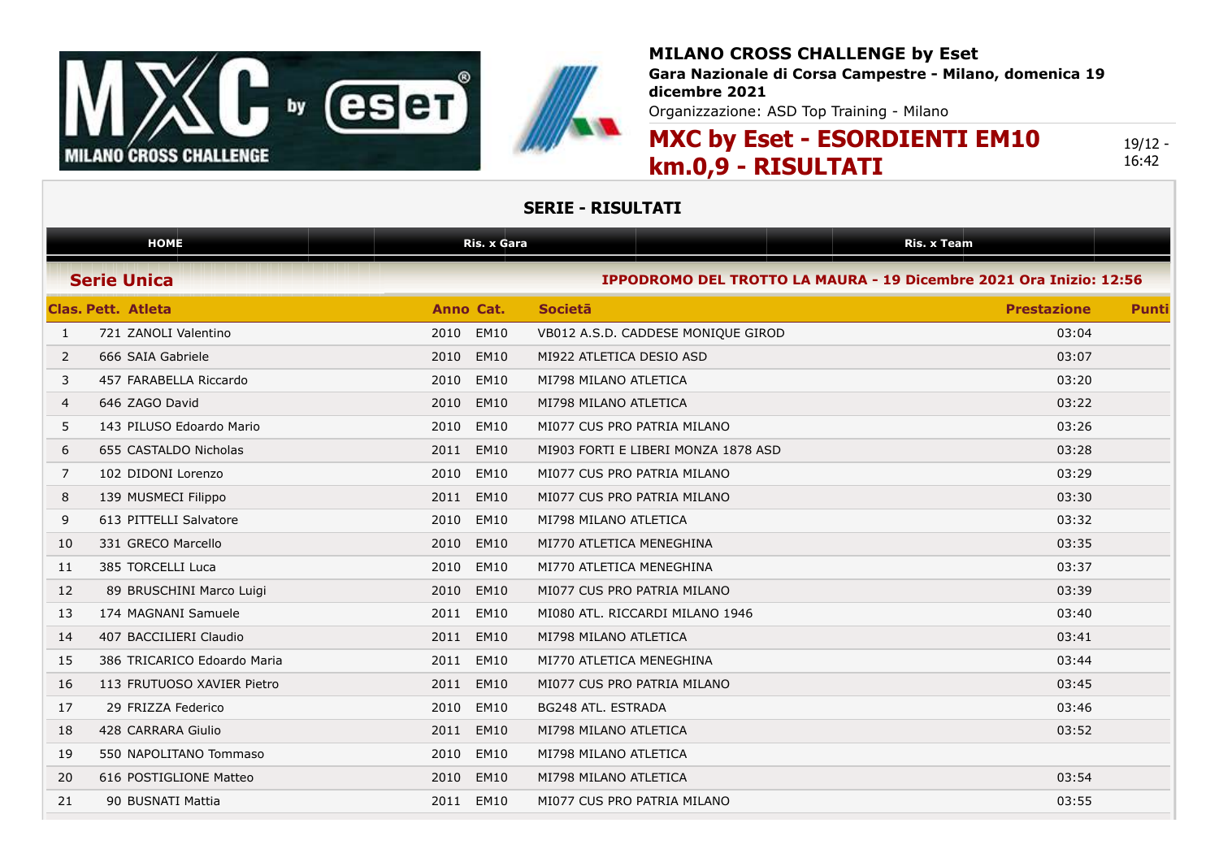**MILANO CROSS CHALLENGE by Eset**

**Gara Nazionale di Corsa Campestre - Milano, domenica 19 dicembre 2021**

Organizzazione: ASD Top Training - Milano

# MXC by Eset - ESORDIENTI EM10 km.0,9 - RISULTATI

19/12 - 16:42

## SERIE - RISULTATI

HOME | Ris. x Gara | Ris. x Team

### Serie Unica

**IPPODROMO DEL TROTTO LA MAURA - 19 Dicembre 2021 Ora Inizio: 12:56**

| Clas. | Pett. | Atleta | Anno | Cat. | Società | Prestazione | Punti |
|---|---|---|---|---|---|---|---|
| 1 | 721 | ZANOLI Valentino | 2010 | EM10 | VB012 A.S.D. CADDESE MONIQUE GIROD | 03:04 | |
| 2 | 666 | SAIA Gabriele | 2010 | EM10 | MI922 ATLETICA DESIO ASD | 03:07 | |
| 3 | 457 | FARABELLA Riccardo | 2010 | EM10 | MI798 MILANO ATLETICA | 03:20 | |
| 4 | 646 | ZAGO David | 2010 | EM10 | MI798 MILANO ATLETICA | 03:22 | |
| 5 | 143 | PILUSO Edoardo Mario | 2010 | EM10 | MI077 CUS PRO PATRIA MILANO | 03:26 | |
| 6 | 655 | CASTALDO Nicholas | 2011 | EM10 | MI903 FORTI E LIBERI MONZA 1878 ASD | 03:28 | |
| 7 | 102 | DIDONI Lorenzo | 2010 | EM10 | MI077 CUS PRO PATRIA MILANO | 03:29 | |
| 8 | 139 | MUSMECI Filippo | 2011 | EM10 | MI077 CUS PRO PATRIA MILANO | 03:30 | |
| 9 | 613 | PITTELLI Salvatore | 2010 | EM10 | MI798 MILANO ATLETICA | 03:32 | |
| 10 | 331 | GRECO Marcello | 2010 | EM10 | MI770 ATLETICA MENEGHINA | 03:35 | |
| 11 | 385 | TORCELLI Luca | 2010 | EM10 | MI770 ATLETICA MENEGHINA | 03:37 | |
| 12 | 89 | BRUSCHINI Marco Luigi | 2010 | EM10 | MI077 CUS PRO PATRIA MILANO | 03:39 | |
| 13 | 174 | MAGNANI Samuele | 2011 | EM10 | MI080 ATL. RICCARDI MILANO 1946 | 03:40 | |
| 14 | 407 | BACCILIERI Claudio | 2011 | EM10 | MI798 MILANO ATLETICA | 03:41 | |
| 15 | 386 | TRICARICO Edoardo Maria | 2011 | EM10 | MI770 ATLETICA MENEGHINA | 03:44 | |
| 16 | 113 | FRUTUOSO XAVIER Pietro | 2011 | EM10 | MI077 CUS PRO PATRIA MILANO | 03:45 | |
| 17 | 29 | FRIZZA Federico | 2010 | EM10 | BG248 ATL. ESTRADA | 03:46 | |
| 18 | 428 | CARRARA Giulio | 2011 | EM10 | MI798 MILANO ATLETICA | 03:52 | |
| 19 | 550 | NAPOLITANO Tommaso | 2010 | EM10 | MI798 MILANO ATLETICA | | |
| 20 | 616 | POSTIGLIONE Matteo | 2010 | EM10 | MI798 MILANO ATLETICA | 03:54 | |
| 21 | 90 | BUSNATI Mattia | 2011 | EM10 | MI077 CUS PRO PATRIA MILANO | 03:55 | |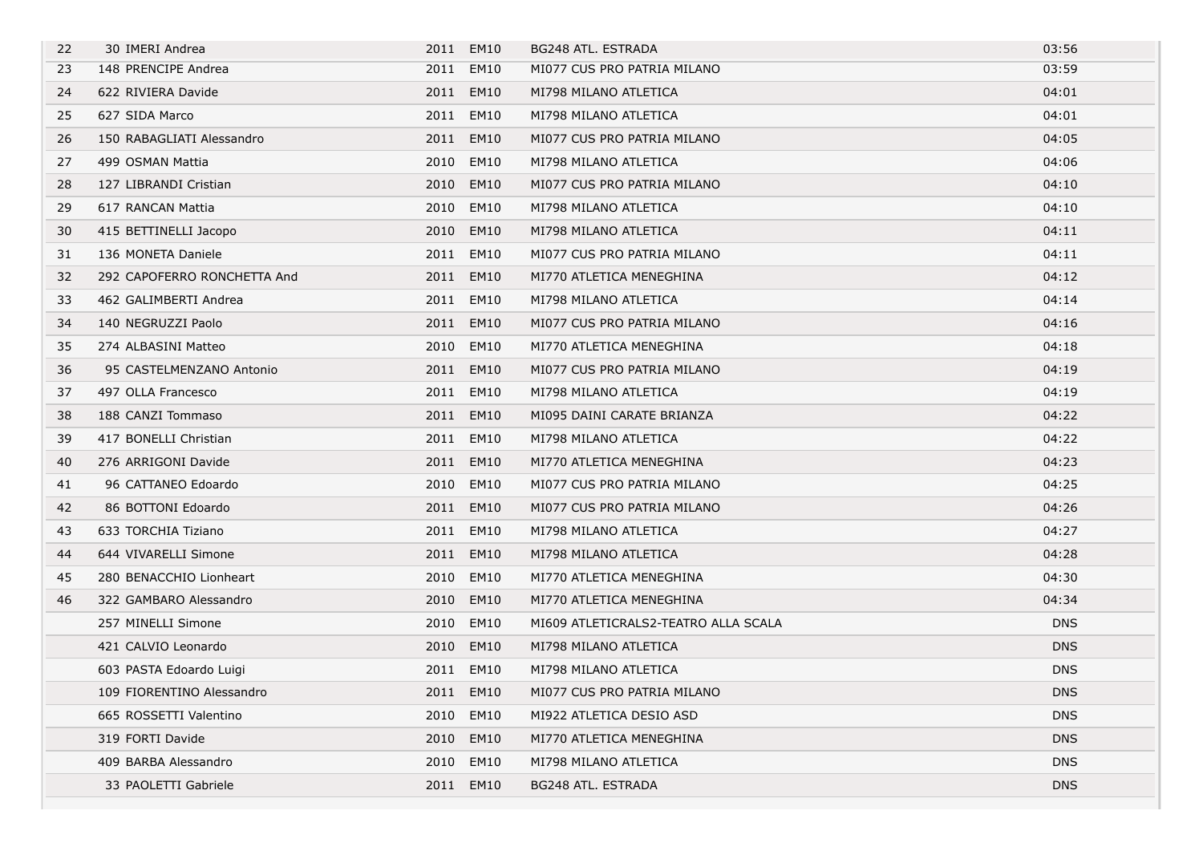| | | | | | |
|---|---|---|---|---|---|
| 22 | 30 IMERI Andrea | 2011 | EM10 | BG248 ATL. ESTRADA | 03:56 |
| 23 | 148 PRENCIPE Andrea | 2011 | EM10 | MI077 CUS PRO PATRIA MILANO | 03:59 |
| 24 | 622 RIVIERA Davide | 2011 | EM10 | MI798 MILANO ATLETICA | 04:01 |
| 25 | 627 SIDA Marco | 2011 | EM10 | MI798 MILANO ATLETICA | 04:01 |
| 26 | 150 RABAGLIATI Alessandro | 2011 | EM10 | MI077 CUS PRO PATRIA MILANO | 04:05 |
| 27 | 499 OSMAN Mattia | 2010 | EM10 | MI798 MILANO ATLETICA | 04:06 |
| 28 | 127 LIBRANDI Cristian | 2010 | EM10 | MI077 CUS PRO PATRIA MILANO | 04:10 |
| 29 | 617 RANCAN Mattia | 2010 | EM10 | MI798 MILANO ATLETICA | 04:10 |
| 30 | 415 BETTINELLI Jacopo | 2010 | EM10 | MI798 MILANO ATLETICA | 04:11 |
| 31 | 136 MONETA Daniele | 2011 | EM10 | MI077 CUS PRO PATRIA MILANO | 04:11 |
| 32 | 292 CAPOFERRO RONCHETTA And | 2011 | EM10 | MI770 ATLETICA MENEGHINA | 04:12 |
| 33 | 462 GALIMBERTI Andrea | 2011 | EM10 | MI798 MILANO ATLETICA | 04:14 |
| 34 | 140 NEGRUZZI Paolo | 2011 | EM10 | MI077 CUS PRO PATRIA MILANO | 04:16 |
| 35 | 274 ALBASINI Matteo | 2010 | EM10 | MI770 ATLETICA MENEGHINA | 04:18 |
| 36 | 95 CASTELMENZANO Antonio | 2011 | EM10 | MI077 CUS PRO PATRIA MILANO | 04:19 |
| 37 | 497 OLLA Francesco | 2011 | EM10 | MI798 MILANO ATLETICA | 04:19 |
| 38 | 188 CANZI Tommaso | 2011 | EM10 | MI095 DAINI CARATE BRIANZA | 04:22 |
| 39 | 417 BONELLI Christian | 2011 | EM10 | MI798 MILANO ATLETICA | 04:22 |
| 40 | 276 ARRIGONI Davide | 2011 | EM10 | MI770 ATLETICA MENEGHINA | 04:23 |
| 41 | 96 CATTANEO Edoardo | 2010 | EM10 | MI077 CUS PRO PATRIA MILANO | 04:25 |
| 42 | 86 BOTTONI Edoardo | 2011 | EM10 | MI077 CUS PRO PATRIA MILANO | 04:26 |
| 43 | 633 TORCHIA Tiziano | 2011 | EM10 | MI798 MILANO ATLETICA | 04:27 |
| 44 | 644 VIVARELLI Simone | 2011 | EM10 | MI798 MILANO ATLETICA | 04:28 |
| 45 | 280 BENACCHIO Lionheart | 2010 | EM10 | MI770 ATLETICA MENEGHINA | 04:30 |
| 46 | 322 GAMBARO Alessandro | 2010 | EM10 | MI770 ATLETICA MENEGHINA | 04:34 |
| | 257 MINELLI Simone | 2010 | EM10 | MI609 ATLETICRALS2-TEATRO ALLA SCALA | DNS |
| | 421 CALVIO Leonardo | 2010 | EM10 | MI798 MILANO ATLETICA | DNS |
| | 603 PASTA Edoardo Luigi | 2011 | EM10 | MI798 MILANO ATLETICA | DNS |
| | 109 FIORENTINO Alessandro | 2011 | EM10 | MI077 CUS PRO PATRIA MILANO | DNS |
| | 665 ROSSETTI Valentino | 2010 | EM10 | MI922 ATLETICA DESIO ASD | DNS |
| | 319 FORTI Davide | 2010 | EM10 | MI770 ATLETICA MENEGHINA | DNS |
| | 409 BARBA Alessandro | 2010 | EM10 | MI798 MILANO ATLETICA | DNS |
| | 33 PAOLETTI Gabriele | 2011 | EM10 | BG248 ATL. ESTRADA | DNS |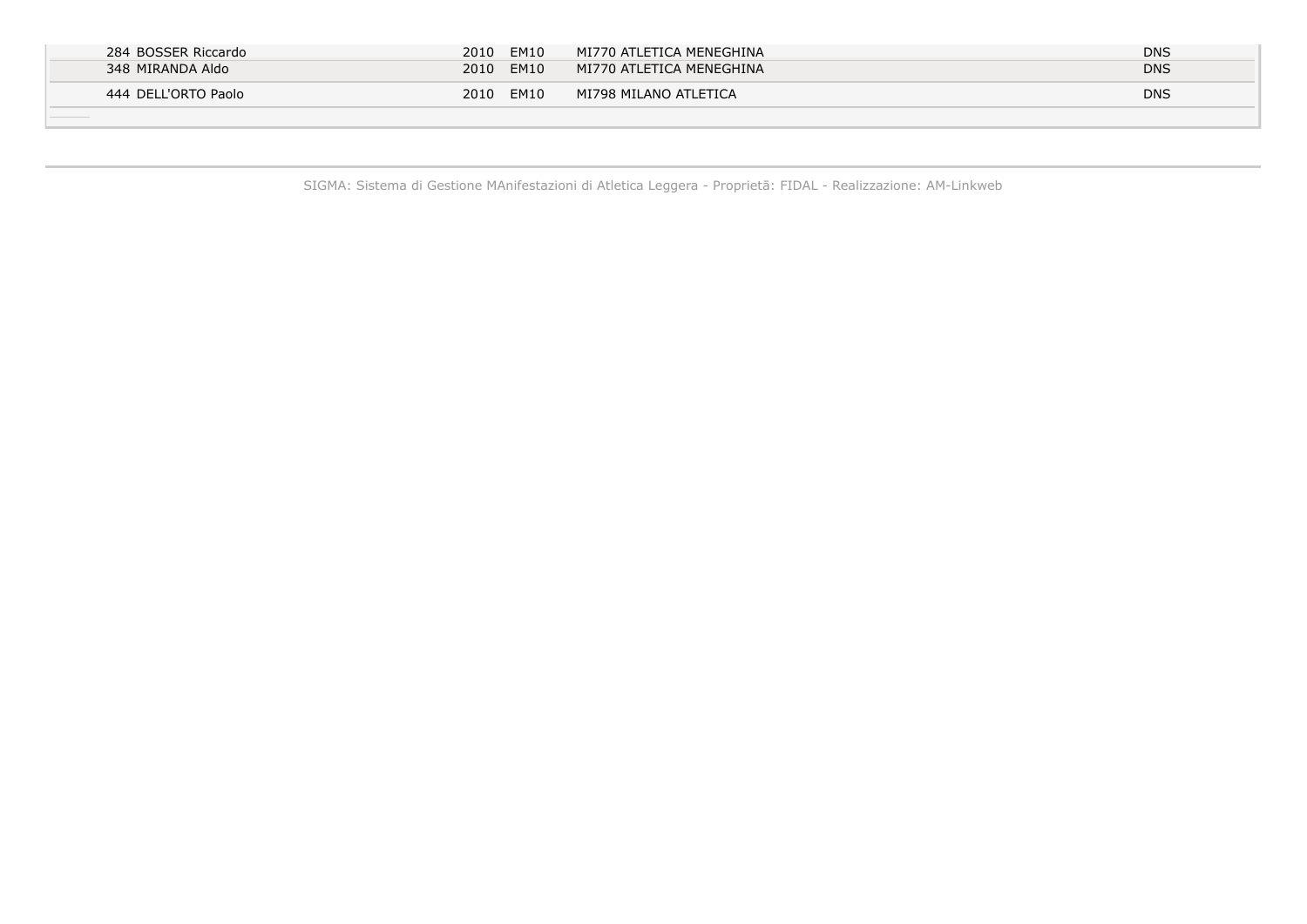| | | | | |
|---|---|---|---|---|
| 284 BOSSER Riccardo | 2010 | EM10 | MI770 ATLETICA MENEGHINA | DNS |
| 348 MIRANDA Aldo | 2010 | EM10 | MI770 ATLETICA MENEGHINA | DNS |
| 444 DELL'ORTO Paolo | 2010 | EM10 | MI798 MILANO ATLETICA | DNS |

SIGMA: Sistema di Gestione MAnifestazioni di Atletica Leggera - Proprietã: FIDAL - Realizzazione: AM-Linkweb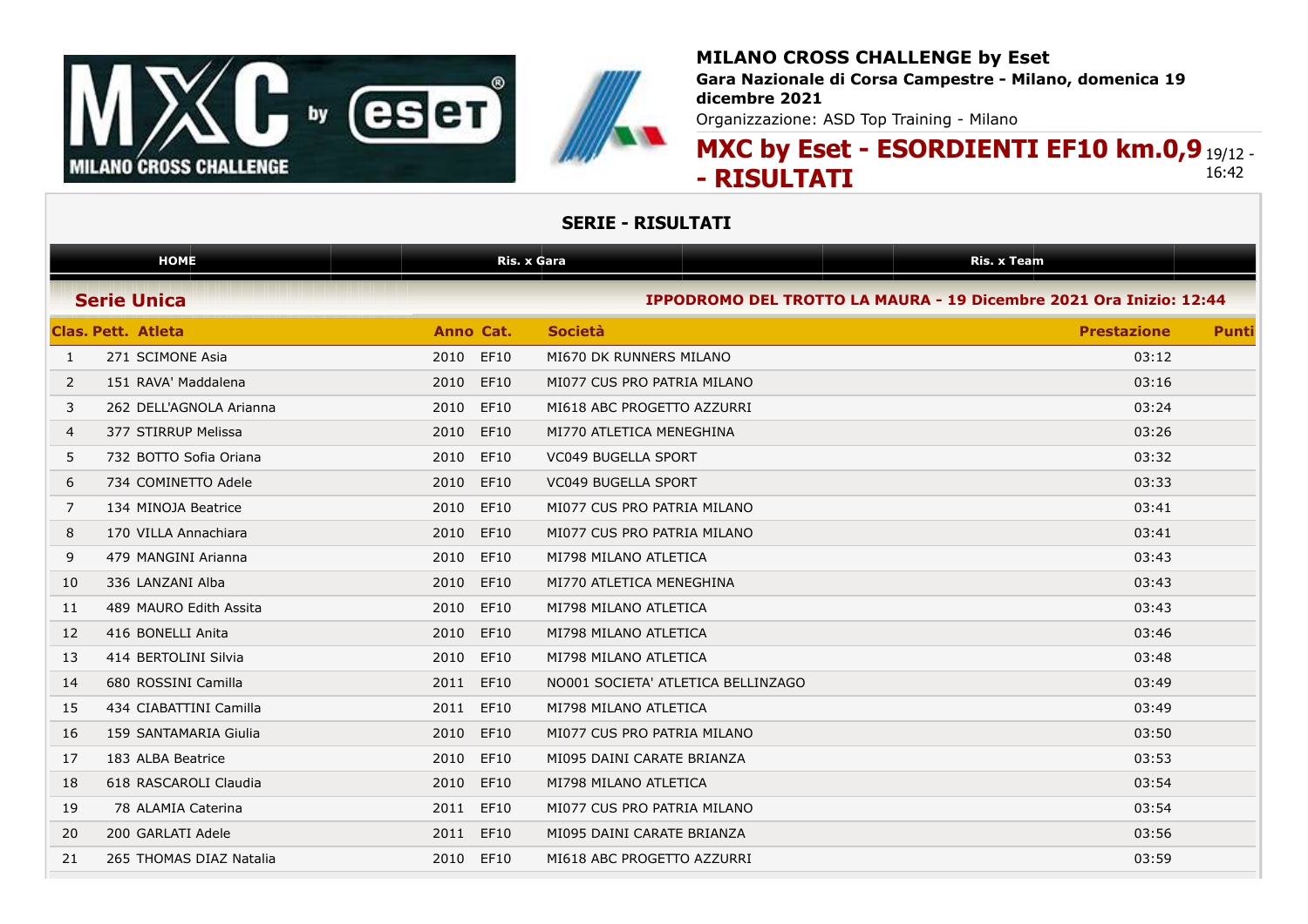**MILANO CROSS CHALLENGE by Eset**

**Gara Nazionale di Corsa Campestre - Milano, domenica 19 dicembre 2021**

Organizzazione: ASD Top Training - Milano

# MXC by Eset - ESORDIENTI EF10 km.0,9 - RISULTATI

19/12 - 16:42

## SERIE - RISULTATI

HOME | Ris. x Gara | Ris. x Team

### Serie Unica

**IPPODROMO DEL TROTTO LA MAURA - 19 Dicembre 2021 Ora Inizio: 12:44**

| Clas. | Pett. | Atleta | Anno | Cat. | Società | Prestazione | Punti |
|---|---|---|---|---|---|---|---|
| 1 | 271 | SCIMONE Asia | 2010 | EF10 | MI670 DK RUNNERS MILANO | 03:12 | |
| 2 | 151 | RAVA' Maddalena | 2010 | EF10 | MI077 CUS PRO PATRIA MILANO | 03:16 | |
| 3 | 262 | DELL'AGNOLA Arianna | 2010 | EF10 | MI618 ABC PROGETTO AZZURRI | 03:24 | |
| 4 | 377 | STIRRUP Melissa | 2010 | EF10 | MI770 ATLETICA MENEGHINA | 03:26 | |
| 5 | 732 | BOTTO Sofia Oriana | 2010 | EF10 | VC049 BUGELLA SPORT | 03:32 | |
| 6 | 734 | COMINETTO Adele | 2010 | EF10 | VC049 BUGELLA SPORT | 03:33 | |
| 7 | 134 | MINOJA Beatrice | 2010 | EF10 | MI077 CUS PRO PATRIA MILANO | 03:41 | |
| 8 | 170 | VILLA Annachiara | 2010 | EF10 | MI077 CUS PRO PATRIA MILANO | 03:41 | |
| 9 | 479 | MANGINI Arianna | 2010 | EF10 | MI798 MILANO ATLETICA | 03:43 | |
| 10 | 336 | LANZANI Alba | 2010 | EF10 | MI770 ATLETICA MENEGHINA | 03:43 | |
| 11 | 489 | MAURO Edith Assita | 2010 | EF10 | MI798 MILANO ATLETICA | 03:43 | |
| 12 | 416 | BONELLI Anita | 2010 | EF10 | MI798 MILANO ATLETICA | 03:46 | |
| 13 | 414 | BERTOLINI Silvia | 2010 | EF10 | MI798 MILANO ATLETICA | 03:48 | |
| 14 | 680 | ROSSINI Camilla | 2011 | EF10 | NO001 SOCIETA' ATLETICA BELLINZAGO | 03:49 | |
| 15 | 434 | CIABATTINI Camilla | 2011 | EF10 | MI798 MILANO ATLETICA | 03:49 | |
| 16 | 159 | SANTAMARIA Giulia | 2010 | EF10 | MI077 CUS PRO PATRIA MILANO | 03:50 | |
| 17 | 183 | ALBA Beatrice | 2010 | EF10 | MI095 DAINI CARATE BRIANZA | 03:53 | |
| 18 | 618 | RASCAROLI Claudia | 2010 | EF10 | MI798 MILANO ATLETICA | 03:54 | |
| 19 | 78 | ALAMIA Caterina | 2011 | EF10 | MI077 CUS PRO PATRIA MILANO | 03:54 | |
| 20 | 200 | GARLATI Adele | 2011 | EF10 | MI095 DAINI CARATE BRIANZA | 03:56 | |
| 21 | 265 | THOMAS DIAZ Natalia | 2010 | EF10 | MI618 ABC PROGETTO AZZURRI | 03:59 | |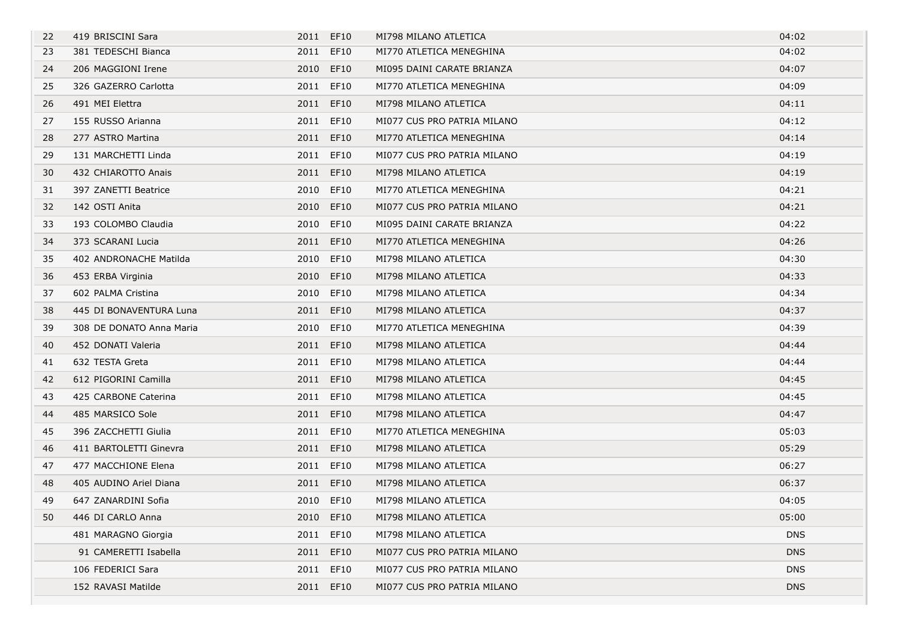| | | | | | |
|---|---|---|---|---|---|
| 22 | 419 BRISCINI Sara | 2011 | EF10 | MI798 MILANO ATLETICA | 04:02 |
| 23 | 381 TEDESCHI Bianca | 2011 | EF10 | MI770 ATLETICA MENEGHINA | 04:02 |
| 24 | 206 MAGGIONI Irene | 2010 | EF10 | MI095 DAINI CARATE BRIANZA | 04:07 |
| 25 | 326 GAZERRO Carlotta | 2011 | EF10 | MI770 ATLETICA MENEGHINA | 04:09 |
| 26 | 491 MEI Elettra | 2011 | EF10 | MI798 MILANO ATLETICA | 04:11 |
| 27 | 155 RUSSO Arianna | 2011 | EF10 | MI077 CUS PRO PATRIA MILANO | 04:12 |
| 28 | 277 ASTRO Martina | 2011 | EF10 | MI770 ATLETICA MENEGHINA | 04:14 |
| 29 | 131 MARCHETTI Linda | 2011 | EF10 | MI077 CUS PRO PATRIA MILANO | 04:19 |
| 30 | 432 CHIAROTTO Anais | 2011 | EF10 | MI798 MILANO ATLETICA | 04:19 |
| 31 | 397 ZANETTI Beatrice | 2010 | EF10 | MI770 ATLETICA MENEGHINA | 04:21 |
| 32 | 142 OSTI Anita | 2010 | EF10 | MI077 CUS PRO PATRIA MILANO | 04:21 |
| 33 | 193 COLOMBO Claudia | 2010 | EF10 | MI095 DAINI CARATE BRIANZA | 04:22 |
| 34 | 373 SCARANI Lucia | 2011 | EF10 | MI770 ATLETICA MENEGHINA | 04:26 |
| 35 | 402 ANDRONACHE Matilda | 2010 | EF10 | MI798 MILANO ATLETICA | 04:30 |
| 36 | 453 ERBA Virginia | 2010 | EF10 | MI798 MILANO ATLETICA | 04:33 |
| 37 | 602 PALMA Cristina | 2010 | EF10 | MI798 MILANO ATLETICA | 04:34 |
| 38 | 445 DI BONAVENTURA Luna | 2011 | EF10 | MI798 MILANO ATLETICA | 04:37 |
| 39 | 308 DE DONATO Anna Maria | 2010 | EF10 | MI770 ATLETICA MENEGHINA | 04:39 |
| 40 | 452 DONATI Valeria | 2011 | EF10 | MI798 MILANO ATLETICA | 04:44 |
| 41 | 632 TESTA Greta | 2011 | EF10 | MI798 MILANO ATLETICA | 04:44 |
| 42 | 612 PIGORINI Camilla | 2011 | EF10 | MI798 MILANO ATLETICA | 04:45 |
| 43 | 425 CARBONE Caterina | 2011 | EF10 | MI798 MILANO ATLETICA | 04:45 |
| 44 | 485 MARSICO Sole | 2011 | EF10 | MI798 MILANO ATLETICA | 04:47 |
| 45 | 396 ZACCHETTI Giulia | 2011 | EF10 | MI770 ATLETICA MENEGHINA | 05:03 |
| 46 | 411 BARTOLETTI Ginevra | 2011 | EF10 | MI798 MILANO ATLETICA | 05:29 |
| 47 | 477 MACCHIONE Elena | 2011 | EF10 | MI798 MILANO ATLETICA | 06:27 |
| 48 | 405 AUDINO Ariel Diana | 2011 | EF10 | MI798 MILANO ATLETICA | 06:37 |
| 49 | 647 ZANARDINI Sofia | 2010 | EF10 | MI798 MILANO ATLETICA | 04:05 |
| 50 | 446 DI CARLO Anna | 2010 | EF10 | MI798 MILANO ATLETICA | 05:00 |
| | 481 MARAGNO Giorgia | 2011 | EF10 | MI798 MILANO ATLETICA | DNS |
| | 91 CAMERETTI Isabella | 2011 | EF10 | MI077 CUS PRO PATRIA MILANO | DNS |
| | 106 FEDERICI Sara | 2011 | EF10 | MI077 CUS PRO PATRIA MILANO | DNS |
| | 152 RAVASI Matilde | 2011 | EF10 | MI077 CUS PRO PATRIA MILANO | DNS |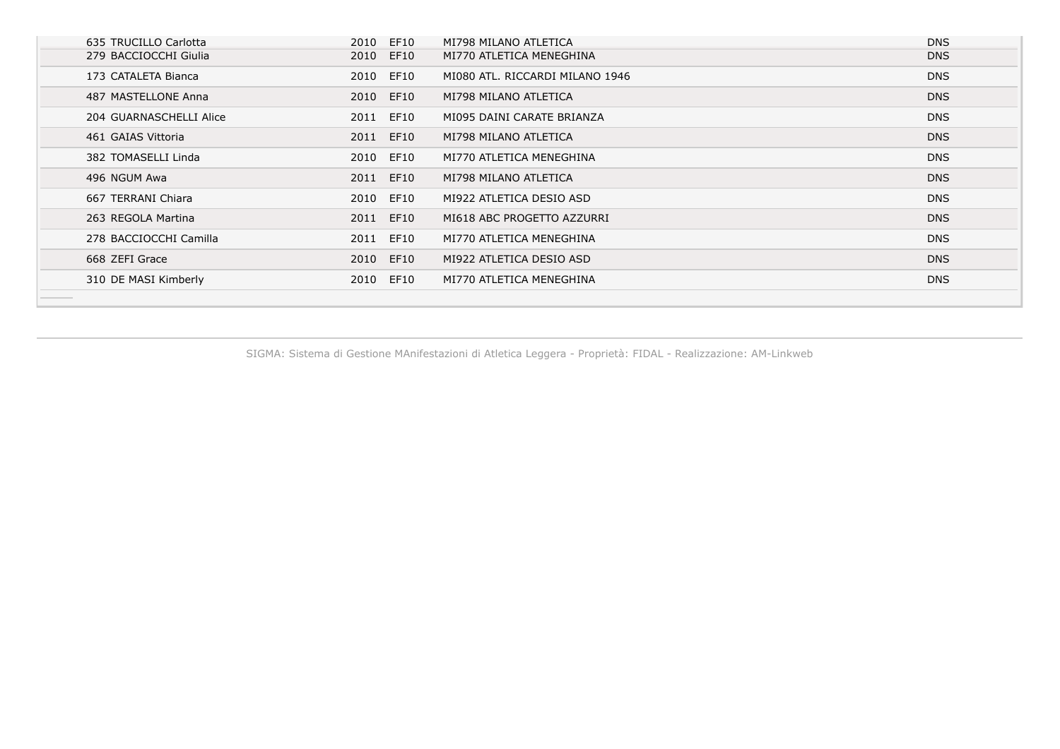| | | | | |
|---|---|---|---|---|
| 635 TRUCILLO Carlotta | 2010 | EF10 | MI798 MILANO ATLETICA | DNS |
| 279 BACCIOCCHI Giulia | 2010 | EF10 | MI770 ATLETICA MENEGHINA | DNS |
| 173 CATALETA Bianca | 2010 | EF10 | MI080 ATL. RICCARDI MILANO 1946 | DNS |
| 487 MASTELLONE Anna | 2010 | EF10 | MI798 MILANO ATLETICA | DNS |
| 204 GUARNASCHELLI Alice | 2011 | EF10 | MI095 DAINI CARATE BRIANZA | DNS |
| 461 GAIAS Vittoria | 2011 | EF10 | MI798 MILANO ATLETICA | DNS |
| 382 TOMASELLI Linda | 2010 | EF10 | MI770 ATLETICA MENEGHINA | DNS |
| 496 NGUM Awa | 2011 | EF10 | MI798 MILANO ATLETICA | DNS |
| 667 TERRANI Chiara | 2010 | EF10 | MI922 ATLETICA DESIO ASD | DNS |
| 263 REGOLA Martina | 2011 | EF10 | MI618 ABC PROGETTO AZZURRI | DNS |
| 278 BACCIOCCHI Camilla | 2011 | EF10 | MI770 ATLETICA MENEGHINA | DNS |
| 668 ZEFI Grace | 2010 | EF10 | MI922 ATLETICA DESIO ASD | DNS |
| 310 DE MASI Kimberly | 2010 | EF10 | MI770 ATLETICA MENEGHINA | DNS |

SIGMA: Sistema di Gestione MAnifestazioni di Atletica Leggera - Proprietà: FIDAL - Realizzazione: AM-Linkweb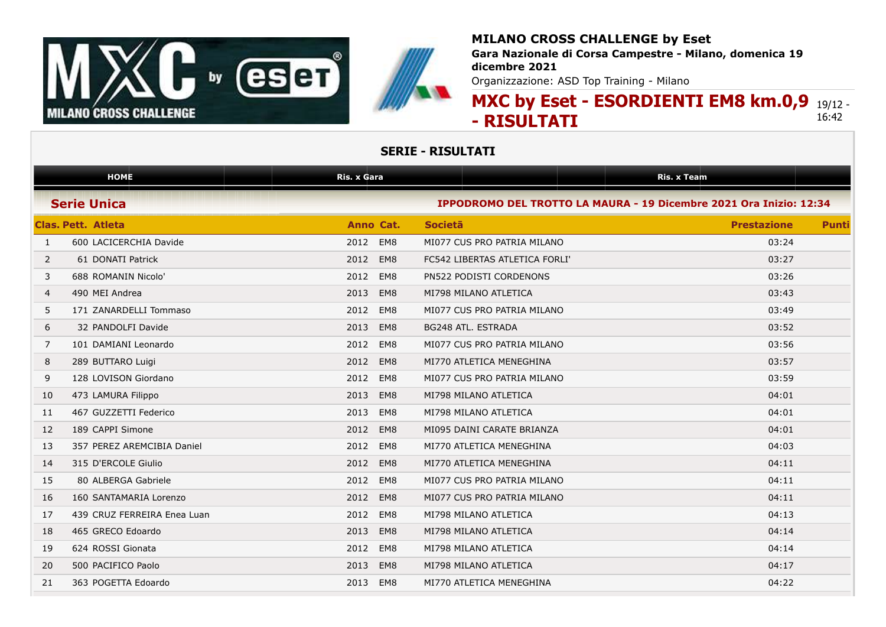**MILANO CROSS CHALLENGE by Eset**

**Gara Nazionale di Corsa Campestre - Milano, domenica 19 dicembre 2021**

Organizzazione: ASD Top Training - Milano

# MXC by Eset - ESORDIENTI EM8 km.0,9 - RISULTATI

19/12 - 16:42

## SERIE - RISULTATI

HOME | Ris. x Gara | Ris. x Team

### Serie Unica

**IPPODROMO DEL TROTTO LA MAURA - 19 Dicembre 2021 Ora Inizio: 12:34**

| Clas. | Pett. | Atleta | Anno | Cat. | Società | Prestazione | Punti |
|---|---|---|---|---|---|---|---|
| 1 | 600 | LACICERCHIA Davide | 2012 | EM8 | MI077 CUS PRO PATRIA MILANO | 03:24 | |
| 2 | 61 | DONATI Patrick | 2012 | EM8 | FC542 LIBERTAS ATLETICA FORLI' | 03:27 | |
| 3 | 688 | ROMANIN Nicolo' | 2012 | EM8 | PN522 PODISTI CORDENONS | 03:26 | |
| 4 | 490 | MEI Andrea | 2013 | EM8 | MI798 MILANO ATLETICA | 03:43 | |
| 5 | 171 | ZANARDELLI Tommaso | 2012 | EM8 | MI077 CUS PRO PATRIA MILANO | 03:49 | |
| 6 | 32 | PANDOLFI Davide | 2013 | EM8 | BG248 ATL. ESTRADA | 03:52 | |
| 7 | 101 | DAMIANI Leonardo | 2012 | EM8 | MI077 CUS PRO PATRIA MILANO | 03:56 | |
| 8 | 289 | BUTTARO Luigi | 2012 | EM8 | MI770 ATLETICA MENEGHINA | 03:57 | |
| 9 | 128 | LOVISON Giordano | 2012 | EM8 | MI077 CUS PRO PATRIA MILANO | 03:59 | |
| 10 | 473 | LAMURA Filippo | 2013 | EM8 | MI798 MILANO ATLETICA | 04:01 | |
| 11 | 467 | GUZZETTI Federico | 2013 | EM8 | MI798 MILANO ATLETICA | 04:01 | |
| 12 | 189 | CAPPI Simone | 2012 | EM8 | MI095 DAINI CARATE BRIANZA | 04:01 | |
| 13 | 357 | PEREZ AREMCIBIA Daniel | 2012 | EM8 | MI770 ATLETICA MENEGHINA | 04:03 | |
| 14 | 315 | D'ERCOLE Giulio | 2012 | EM8 | MI770 ATLETICA MENEGHINA | 04:11 | |
| 15 | 80 | ALBERGA Gabriele | 2012 | EM8 | MI077 CUS PRO PATRIA MILANO | 04:11 | |
| 16 | 160 | SANTAMARIA Lorenzo | 2012 | EM8 | MI077 CUS PRO PATRIA MILANO | 04:11 | |
| 17 | 439 | CRUZ FERREIRA Enea Luan | 2012 | EM8 | MI798 MILANO ATLETICA | 04:13 | |
| 18 | 465 | GRECO Edoardo | 2013 | EM8 | MI798 MILANO ATLETICA | 04:14 | |
| 19 | 624 | ROSSI Gionata | 2012 | EM8 | MI798 MILANO ATLETICA | 04:14 | |
| 20 | 500 | PACIFICO Paolo | 2013 | EM8 | MI798 MILANO ATLETICA | 04:17 | |
| 21 | 363 | POGETTA Edoardo | 2013 | EM8 | MI770 ATLETICA MENEGHINA | 04:22 | |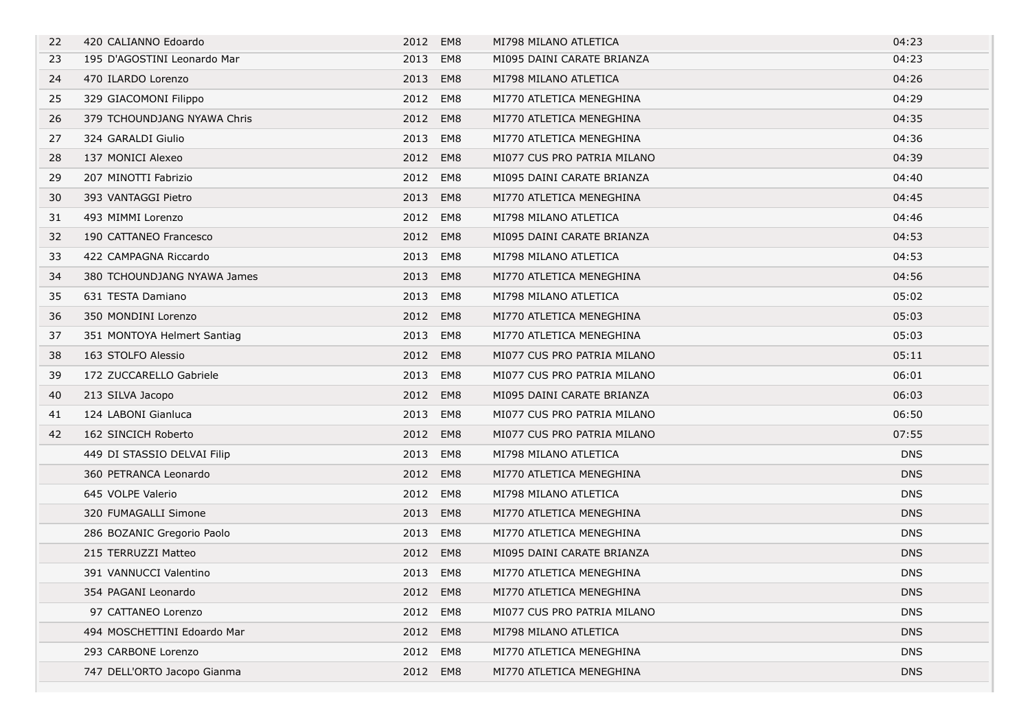| | | | | | |
|---|---|---|---|---|---|
| 22 | 420 CALIANNO Edoardo | 2012 | EM8 | MI798 MILANO ATLETICA | 04:23 |
| 23 | 195 D'AGOSTINI Leonardo Mar | 2013 | EM8 | MI095 DAINI CARATE BRIANZA | 04:23 |
| 24 | 470 ILARDO Lorenzo | 2013 | EM8 | MI798 MILANO ATLETICA | 04:26 |
| 25 | 329 GIACOMONI Filippo | 2012 | EM8 | MI770 ATLETICA MENEGHINA | 04:29 |
| 26 | 379 TCHOUNDJANG NYAWA Chris | 2012 | EM8 | MI770 ATLETICA MENEGHINA | 04:35 |
| 27 | 324 GARALDI Giulio | 2013 | EM8 | MI770 ATLETICA MENEGHINA | 04:36 |
| 28 | 137 MONICI Alexeo | 2012 | EM8 | MI077 CUS PRO PATRIA MILANO | 04:39 |
| 29 | 207 MINOTTI Fabrizio | 2012 | EM8 | MI095 DAINI CARATE BRIANZA | 04:40 |
| 30 | 393 VANTAGGI Pietro | 2013 | EM8 | MI770 ATLETICA MENEGHINA | 04:45 |
| 31 | 493 MIMMI Lorenzo | 2012 | EM8 | MI798 MILANO ATLETICA | 04:46 |
| 32 | 190 CATTANEO Francesco | 2012 | EM8 | MI095 DAINI CARATE BRIANZA | 04:53 |
| 33 | 422 CAMPAGNA Riccardo | 2013 | EM8 | MI798 MILANO ATLETICA | 04:53 |
| 34 | 380 TCHOUNDJANG NYAWA James | 2013 | EM8 | MI770 ATLETICA MENEGHINA | 04:56 |
| 35 | 631 TESTA Damiano | 2013 | EM8 | MI798 MILANO ATLETICA | 05:02 |
| 36 | 350 MONDINI Lorenzo | 2012 | EM8 | MI770 ATLETICA MENEGHINA | 05:03 |
| 37 | 351 MONTOYA Helmert Santiag | 2013 | EM8 | MI770 ATLETICA MENEGHINA | 05:03 |
| 38 | 163 STOLFO Alessio | 2012 | EM8 | MI077 CUS PRO PATRIA MILANO | 05:11 |
| 39 | 172 ZUCCARELLO Gabriele | 2013 | EM8 | MI077 CUS PRO PATRIA MILANO | 06:01 |
| 40 | 213 SILVA Jacopo | 2012 | EM8 | MI095 DAINI CARATE BRIANZA | 06:03 |
| 41 | 124 LABONI Gianluca | 2013 | EM8 | MI077 CUS PRO PATRIA MILANO | 06:50 |
| 42 | 162 SINCICH Roberto | 2012 | EM8 | MI077 CUS PRO PATRIA MILANO | 07:55 |
| | 449 DI STASSIO DELVAI Filip | 2013 | EM8 | MI798 MILANO ATLETICA | DNS |
| | 360 PETRANCA Leonardo | 2012 | EM8 | MI770 ATLETICA MENEGHINA | DNS |
| | 645 VOLPE Valerio | 2012 | EM8 | MI798 MILANO ATLETICA | DNS |
| | 320 FUMAGALLI Simone | 2013 | EM8 | MI770 ATLETICA MENEGHINA | DNS |
| | 286 BOZANIC Gregorio Paolo | 2013 | EM8 | MI770 ATLETICA MENEGHINA | DNS |
| | 215 TERRUZZI Matteo | 2012 | EM8 | MI095 DAINI CARATE BRIANZA | DNS |
| | 391 VANNUCCI Valentino | 2013 | EM8 | MI770 ATLETICA MENEGHINA | DNS |
| | 354 PAGANI Leonardo | 2012 | EM8 | MI770 ATLETICA MENEGHINA | DNS |
| | 97 CATTANEO Lorenzo | 2012 | EM8 | MI077 CUS PRO PATRIA MILANO | DNS |
| | 494 MOSCHETTINI Edoardo Mar | 2012 | EM8 | MI798 MILANO ATLETICA | DNS |
| | 293 CARBONE Lorenzo | 2012 | EM8 | MI770 ATLETICA MENEGHINA | DNS |
| | 747 DELL'ORTO Jacopo Gianma | 2012 | EM8 | MI770 ATLETICA MENEGHINA | DNS |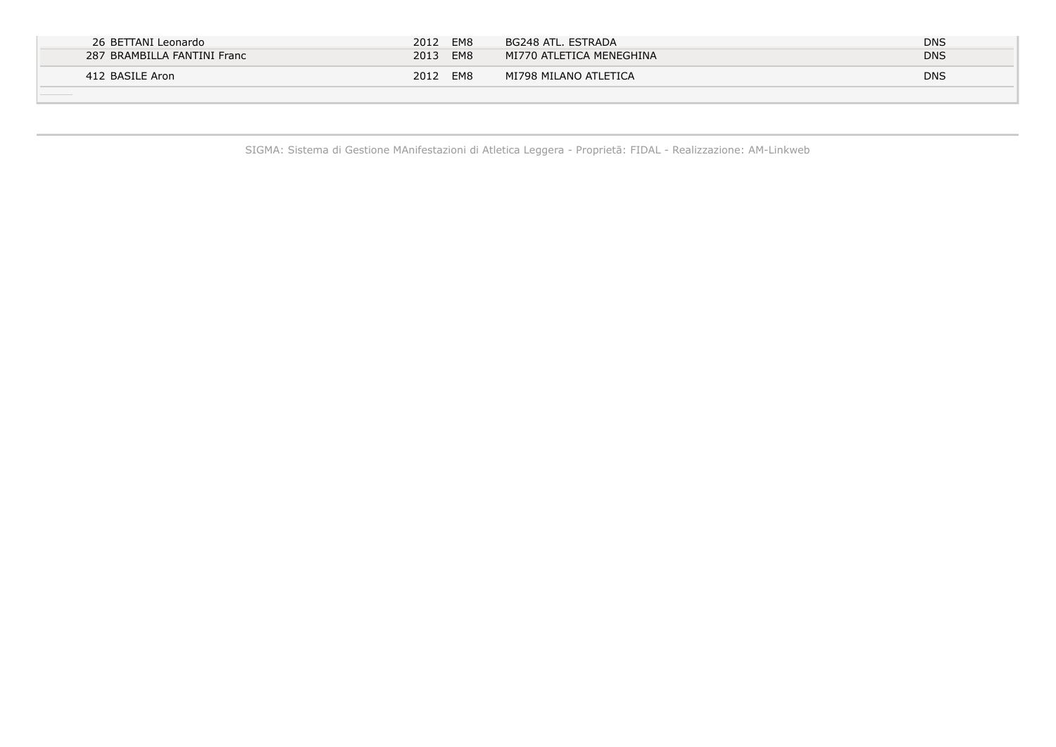| | | | | |
|---|---|---|---|---|
| 26 BETTANI Leonardo | 2012 | EM8 | BG248 ATL. ESTRADA | DNS |
| 287 BRAMBILLA FANTINI Franc | 2013 | EM8 | MI770 ATLETICA MENEGHINA | DNS |
| 412 BASILE Aron | 2012 | EM8 | MI798 MILANO ATLETICA | DNS |

SIGMA: Sistema di Gestione MAnifestazioni di Atletica Leggera - Proprietã: FIDAL - Realizzazione: AM-Linkweb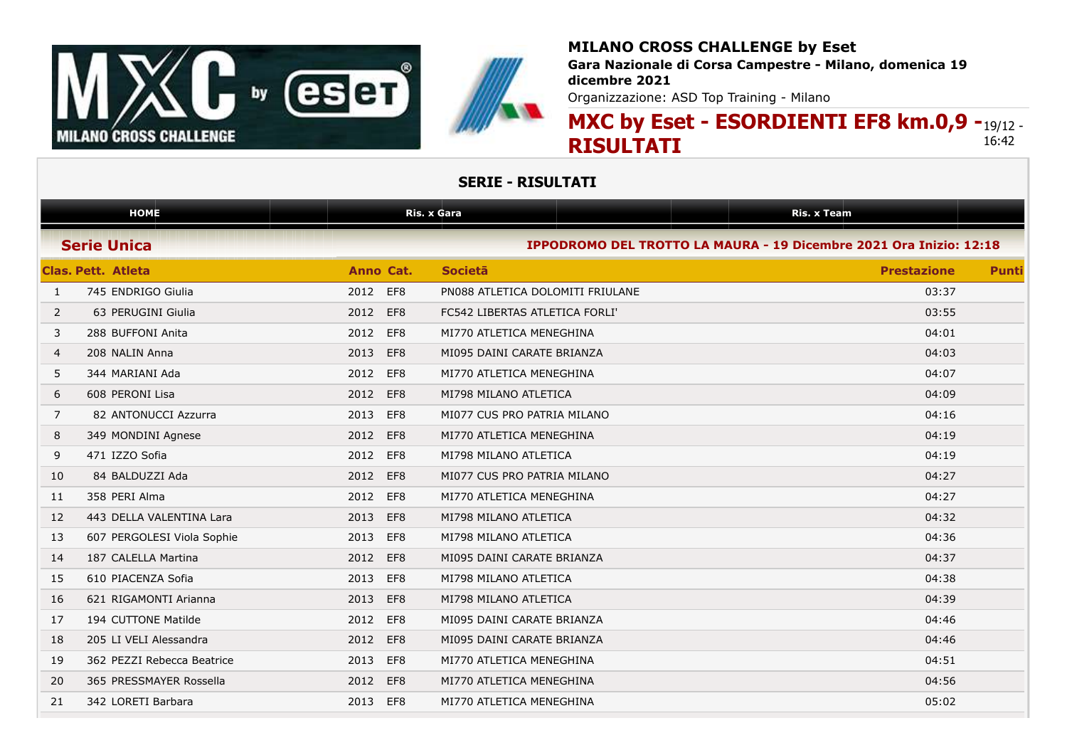**MILANO CROSS CHALLENGE by Eset**

**Gara Nazionale di Corsa Campestre - Milano, domenica 19 dicembre 2021**

Organizzazione: ASD Top Training - Milano

# MXC by Eset - ESORDIENTI EF8 km.0,9 - RISULTATI

19/12 - 16:42

## SERIE - RISULTATI

HOME | Ris. x Gara | Ris. x Team

### Serie Unica

**IPPODROMO DEL TROTTO LA MAURA - 19 Dicembre 2021 Ora Inizio: 12:18**

| Clas. | Pett. | Atleta | Anno | Cat. | Società | Prestazione | Punti |
|---|---|---|---|---|---|---|---|
| 1 | 745 | ENDRIGO Giulia | 2012 | EF8 | PN088 ATLETICA DOLOMITI FRIULANE | 03:37 | |
| 2 | 63 | PERUGINI Giulia | 2012 | EF8 | FC542 LIBERTAS ATLETICA FORLI' | 03:55 | |
| 3 | 288 | BUFFONI Anita | 2012 | EF8 | MI770 ATLETICA MENEGHINA | 04:01 | |
| 4 | 208 | NALIN Anna | 2013 | EF8 | MI095 DAINI CARATE BRIANZA | 04:03 | |
| 5 | 344 | MARIANI Ada | 2012 | EF8 | MI770 ATLETICA MENEGHINA | 04:07 | |
| 6 | 608 | PERONI Lisa | 2012 | EF8 | MI798 MILANO ATLETICA | 04:09 | |
| 7 | 82 | ANTONUCCI Azzurra | 2013 | EF8 | MI077 CUS PRO PATRIA MILANO | 04:16 | |
| 8 | 349 | MONDINI Agnese | 2012 | EF8 | MI770 ATLETICA MENEGHINA | 04:19 | |
| 9 | 471 | IZZO Sofia | 2012 | EF8 | MI798 MILANO ATLETICA | 04:19 | |
| 10 | 84 | BALDUZZI Ada | 2012 | EF8 | MI077 CUS PRO PATRIA MILANO | 04:27 | |
| 11 | 358 | PERI Alma | 2012 | EF8 | MI770 ATLETICA MENEGHINA | 04:27 | |
| 12 | 443 | DELLA VALENTINA Lara | 2013 | EF8 | MI798 MILANO ATLETICA | 04:32 | |
| 13 | 607 | PERGOLESI Viola Sophie | 2013 | EF8 | MI798 MILANO ATLETICA | 04:36 | |
| 14 | 187 | CALELLA Martina | 2012 | EF8 | MI095 DAINI CARATE BRIANZA | 04:37 | |
| 15 | 610 | PIACENZA Sofia | 2013 | EF8 | MI798 MILANO ATLETICA | 04:38 | |
| 16 | 621 | RIGAMONTI Arianna | 2013 | EF8 | MI798 MILANO ATLETICA | 04:39 | |
| 17 | 194 | CUTTONE Matilde | 2012 | EF8 | MI095 DAINI CARATE BRIANZA | 04:46 | |
| 18 | 205 | LI VELI Alessandra | 2012 | EF8 | MI095 DAINI CARATE BRIANZA | 04:46 | |
| 19 | 362 | PEZZI Rebecca Beatrice | 2013 | EF8 | MI770 ATLETICA MENEGHINA | 04:51 | |
| 20 | 365 | PRESSMAYER Rossella | 2012 | EF8 | MI770 ATLETICA MENEGHINA | 04:56 | |
| 21 | 342 | LORETI Barbara | 2013 | EF8 | MI770 ATLETICA MENEGHINA | 05:02 | |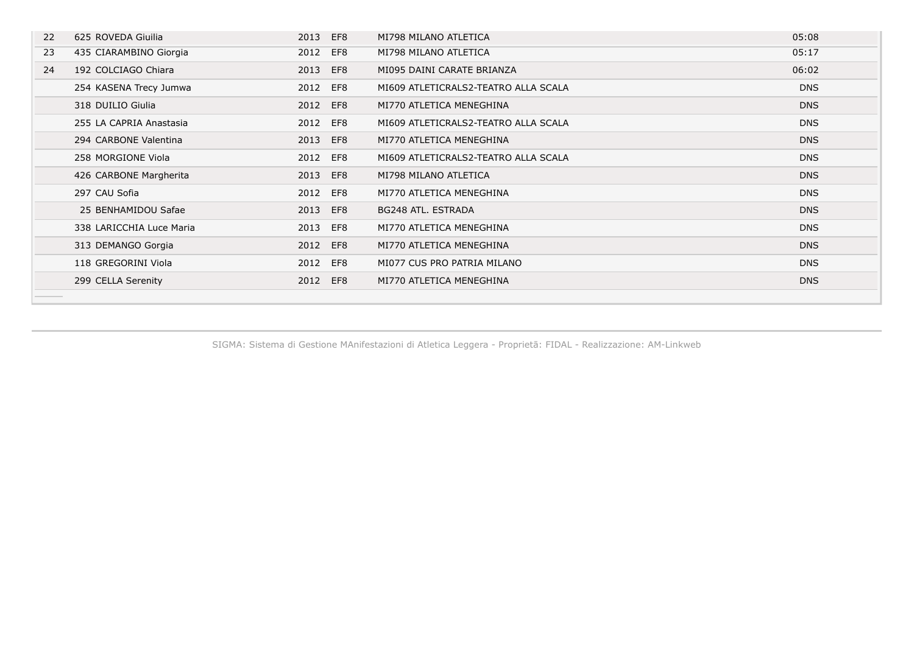| | | | | | |
|---|---|---|---|---|---|
| 22 | 625 ROVEDA Giuilia | 2013 | EF8 | MI798 MILANO ATLETICA | 05:08 |
| 23 | 435 CIARAMBINO Giorgia | 2012 | EF8 | MI798 MILANO ATLETICA | 05:17 |
| 24 | 192 COLCIAGO Chiara | 2013 | EF8 | MI095 DAINI CARATE BRIANZA | 06:02 |
| | 254 KASENA Trecy Jumwa | 2012 | EF8 | MI609 ATLETICRALS2-TEATRO ALLA SCALA | DNS |
| | 318 DUILIO Giulia | 2012 | EF8 | MI770 ATLETICA MENEGHINA | DNS |
| | 255 LA CAPRIA Anastasia | 2012 | EF8 | MI609 ATLETICRALS2-TEATRO ALLA SCALA | DNS |
| | 294 CARBONE Valentina | 2013 | EF8 | MI770 ATLETICA MENEGHINA | DNS |
| | 258 MORGIONE Viola | 2012 | EF8 | MI609 ATLETICRALS2-TEATRO ALLA SCALA | DNS |
| | 426 CARBONE Margherita | 2013 | EF8 | MI798 MILANO ATLETICA | DNS |
| | 297 CAU Sofia | 2012 | EF8 | MI770 ATLETICA MENEGHINA | DNS |
| | 25 BENHAMIDOU Safae | 2013 | EF8 | BG248 ATL. ESTRADA | DNS |
| | 338 LARICCHIA Luce Maria | 2013 | EF8 | MI770 ATLETICA MENEGHINA | DNS |
| | 313 DEMANGO Gorgia | 2012 | EF8 | MI770 ATLETICA MENEGHINA | DNS |
| | 118 GREGORINI Viola | 2012 | EF8 | MI077 CUS PRO PATRIA MILANO | DNS |
| | 299 CELLA Serenity | 2012 | EF8 | MI770 ATLETICA MENEGHINA | DNS |

SIGMA: Sistema di Gestione MAnifestazioni di Atletica Leggera - Proprietā: FIDAL - Realizzazione: AM-Linkweb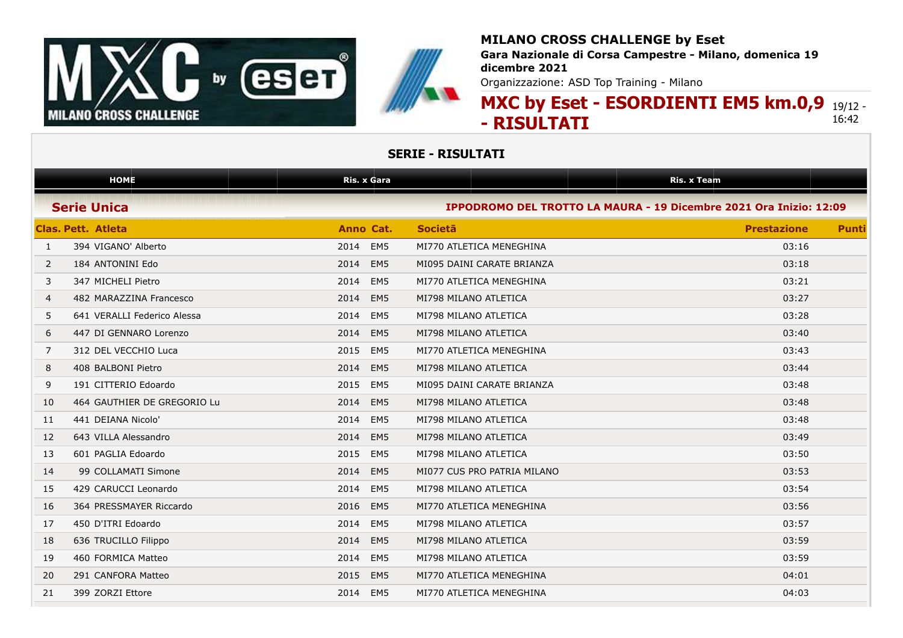**MILANO CROSS CHALLENGE by Eset**

**Gara Nazionale di Corsa Campestre - Milano, domenica 19 dicembre 2021**

Organizzazione: ASD Top Training - Milano

# MXC by Eset - ESORDIENTI EM5 km.0,9 - RISULTATI

19/12 - 16:42

## SERIE - RISULTATI

HOME | Ris. x Gara | Ris. x Team

### Serie Unica

**IPPODROMO DEL TROTTO LA MAURA - 19 Dicembre 2021 Ora Inizio: 12:09**

| Clas. | Pett. | Atleta | Anno | Cat. | Società | Prestazione | Punti |
|---|---|---|---|---|---|---|---|
| 1 | 394 | VIGANO' Alberto | 2014 | EM5 | MI770 ATLETICA MENEGHINA | 03:16 | |
| 2 | 184 | ANTONINI Edo | 2014 | EM5 | MI095 DAINI CARATE BRIANZA | 03:18 | |
| 3 | 347 | MICHELI Pietro | 2014 | EM5 | MI770 ATLETICA MENEGHINA | 03:21 | |
| 4 | 482 | MARAZZINA Francesco | 2014 | EM5 | MI798 MILANO ATLETICA | 03:27 | |
| 5 | 641 | VERALLI Federico Alessa | 2014 | EM5 | MI798 MILANO ATLETICA | 03:28 | |
| 6 | 447 | DI GENNARO Lorenzo | 2014 | EM5 | MI798 MILANO ATLETICA | 03:40 | |
| 7 | 312 | DEL VECCHIO Luca | 2015 | EM5 | MI770 ATLETICA MENEGHINA | 03:43 | |
| 8 | 408 | BALBONI Pietro | 2014 | EM5 | MI798 MILANO ATLETICA | 03:44 | |
| 9 | 191 | CITTERIO Edoardo | 2015 | EM5 | MI095 DAINI CARATE BRIANZA | 03:48 | |
| 10 | 464 | GAUTHIER DE GREGORIO Lu | 2014 | EM5 | MI798 MILANO ATLETICA | 03:48 | |
| 11 | 441 | DEIANA Nicolo' | 2014 | EM5 | MI798 MILANO ATLETICA | 03:48 | |
| 12 | 643 | VILLA Alessandro | 2014 | EM5 | MI798 MILANO ATLETICA | 03:49 | |
| 13 | 601 | PAGLIA Edoardo | 2015 | EM5 | MI798 MILANO ATLETICA | 03:50 | |
| 14 | 99 | COLLAMATI Simone | 2014 | EM5 | MI077 CUS PRO PATRIA MILANO | 03:53 | |
| 15 | 429 | CARUCCI Leonardo | 2014 | EM5 | MI798 MILANO ATLETICA | 03:54 | |
| 16 | 364 | PRESSMAYER Riccardo | 2016 | EM5 | MI770 ATLETICA MENEGHINA | 03:56 | |
| 17 | 450 | D'ITRI Edoardo | 2014 | EM5 | MI798 MILANO ATLETICA | 03:57 | |
| 18 | 636 | TRUCILLO Filippo | 2014 | EM5 | MI798 MILANO ATLETICA | 03:59 | |
| 19 | 460 | FORMICA Matteo | 2014 | EM5 | MI798 MILANO ATLETICA | 03:59 | |
| 20 | 291 | CANFORA Matteo | 2015 | EM5 | MI770 ATLETICA MENEGHINA | 04:01 | |
| 21 | 399 | ZORZI Ettore | 2014 | EM5 | MI770 ATLETICA MENEGHINA | 04:03 | |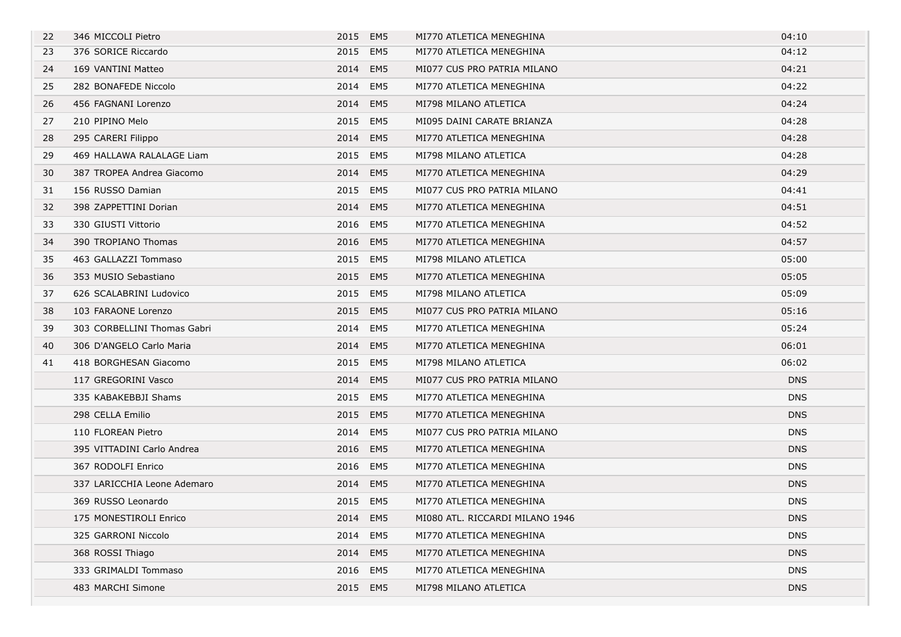| | | | | | |
|---|---|---|---|---|---|
| 22 | 346 MICCOLI Pietro | 2015 | EM5 | MI770 ATLETICA MENEGHINA | 04:10 |
| 23 | 376 SORICE Riccardo | 2015 | EM5 | MI770 ATLETICA MENEGHINA | 04:12 |
| 24 | 169 VANTINI Matteo | 2014 | EM5 | MI077 CUS PRO PATRIA MILANO | 04:21 |
| 25 | 282 BONAFEDE Niccolo | 2014 | EM5 | MI770 ATLETICA MENEGHINA | 04:22 |
| 26 | 456 FAGNANI Lorenzo | 2014 | EM5 | MI798 MILANO ATLETICA | 04:24 |
| 27 | 210 PIPINO Melo | 2015 | EM5 | MI095 DAINI CARATE BRIANZA | 04:28 |
| 28 | 295 CARERI Filippo | 2014 | EM5 | MI770 ATLETICA MENEGHINA | 04:28 |
| 29 | 469 HALLAWA RALALAGE Liam | 2015 | EM5 | MI798 MILANO ATLETICA | 04:28 |
| 30 | 387 TROPEA Andrea Giacomo | 2014 | EM5 | MI770 ATLETICA MENEGHINA | 04:29 |
| 31 | 156 RUSSO Damian | 2015 | EM5 | MI077 CUS PRO PATRIA MILANO | 04:41 |
| 32 | 398 ZAPPETTINI Dorian | 2014 | EM5 | MI770 ATLETICA MENEGHINA | 04:51 |
| 33 | 330 GIUSTI Vittorio | 2016 | EM5 | MI770 ATLETICA MENEGHINA | 04:52 |
| 34 | 390 TROPIANO Thomas | 2016 | EM5 | MI770 ATLETICA MENEGHINA | 04:57 |
| 35 | 463 GALLAZZI Tommaso | 2015 | EM5 | MI798 MILANO ATLETICA | 05:00 |
| 36 | 353 MUSIO Sebastiano | 2015 | EM5 | MI770 ATLETICA MENEGHINA | 05:05 |
| 37 | 626 SCALABRINI Ludovico | 2015 | EM5 | MI798 MILANO ATLETICA | 05:09 |
| 38 | 103 FARAONE Lorenzo | 2015 | EM5 | MI077 CUS PRO PATRIA MILANO | 05:16 |
| 39 | 303 CORBELLINI Thomas Gabri | 2014 | EM5 | MI770 ATLETICA MENEGHINA | 05:24 |
| 40 | 306 D'ANGELO Carlo Maria | 2014 | EM5 | MI770 ATLETICA MENEGHINA | 06:01 |
| 41 | 418 BORGHESAN Giacomo | 2015 | EM5 | MI798 MILANO ATLETICA | 06:02 |
| | 117 GREGORINI Vasco | 2014 | EM5 | MI077 CUS PRO PATRIA MILANO | DNS |
| | 335 KABAKEBBJI Shams | 2015 | EM5 | MI770 ATLETICA MENEGHINA | DNS |
| | 298 CELLA Emilio | 2015 | EM5 | MI770 ATLETICA MENEGHINA | DNS |
| | 110 FLOREAN Pietro | 2014 | EM5 | MI077 CUS PRO PATRIA MILANO | DNS |
| | 395 VITTADINI Carlo Andrea | 2016 | EM5 | MI770 ATLETICA MENEGHINA | DNS |
| | 367 RODOLFI Enrico | 2016 | EM5 | MI770 ATLETICA MENEGHINA | DNS |
| | 337 LARICCHIA Leone Ademaro | 2014 | EM5 | MI770 ATLETICA MENEGHINA | DNS |
| | 369 RUSSO Leonardo | 2015 | EM5 | MI770 ATLETICA MENEGHINA | DNS |
| | 175 MONESTIROLI Enrico | 2014 | EM5 | MI080 ATL. RICCARDI MILANO 1946 | DNS |
| | 325 GARRONI Niccolo | 2014 | EM5 | MI770 ATLETICA MENEGHINA | DNS |
| | 368 ROSSI Thiago | 2014 | EM5 | MI770 ATLETICA MENEGHINA | DNS |
| | 333 GRIMALDI Tommaso | 2016 | EM5 | MI770 ATLETICA MENEGHINA | DNS |
| | 483 MARCHI Simone | 2015 | EM5 | MI798 MILANO ATLETICA | DNS |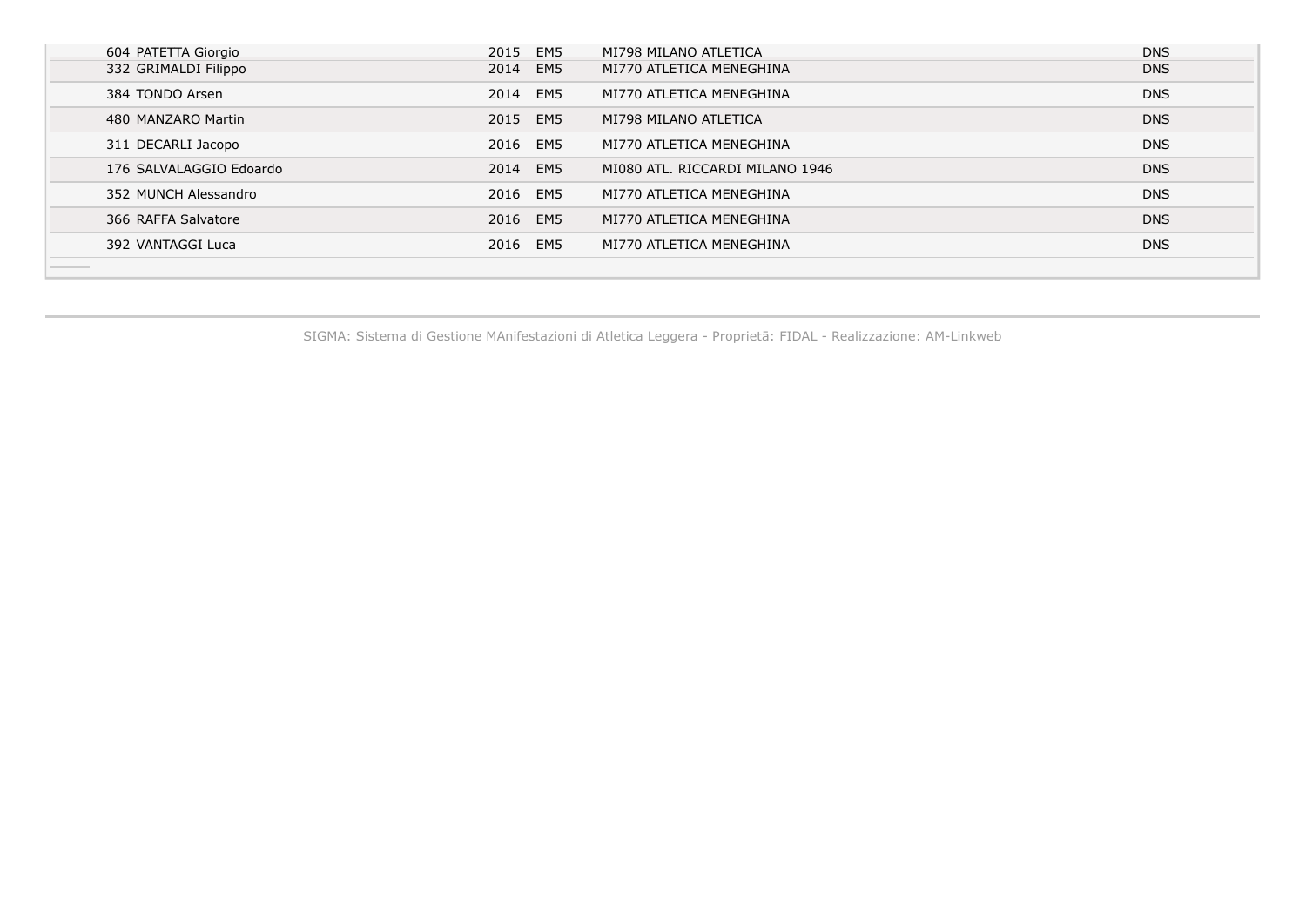| | | | | |
|---|---|---|---|---|
| 604 PATETTA Giorgio | 2015 | EM5 | MI798 MILANO ATLETICA | DNS |
| 332 GRIMALDI Filippo | 2014 | EM5 | MI770 ATLETICA MENEGHINA | DNS |
| 384 TONDO Arsen | 2014 | EM5 | MI770 ATLETICA MENEGHINA | DNS |
| 480 MANZARO Martin | 2015 | EM5 | MI798 MILANO ATLETICA | DNS |
| 311 DECARLI Jacopo | 2016 | EM5 | MI770 ATLETICA MENEGHINA | DNS |
| 176 SALVALAGGIO Edoardo | 2014 | EM5 | MI080 ATL. RICCARDI MILANO 1946 | DNS |
| 352 MUNCH Alessandro | 2016 | EM5 | MI770 ATLETICA MENEGHINA | DNS |
| 366 RAFFA Salvatore | 2016 | EM5 | MI770 ATLETICA MENEGHINA | DNS |
| 392 VANTAGGI Luca | 2016 | EM5 | MI770 ATLETICA MENEGHINA | DNS |

SIGMA: Sistema di Gestione MAnifestazioni di Atletica Leggera - Proprietà: FIDAL - Realizzazione: AM-Linkweb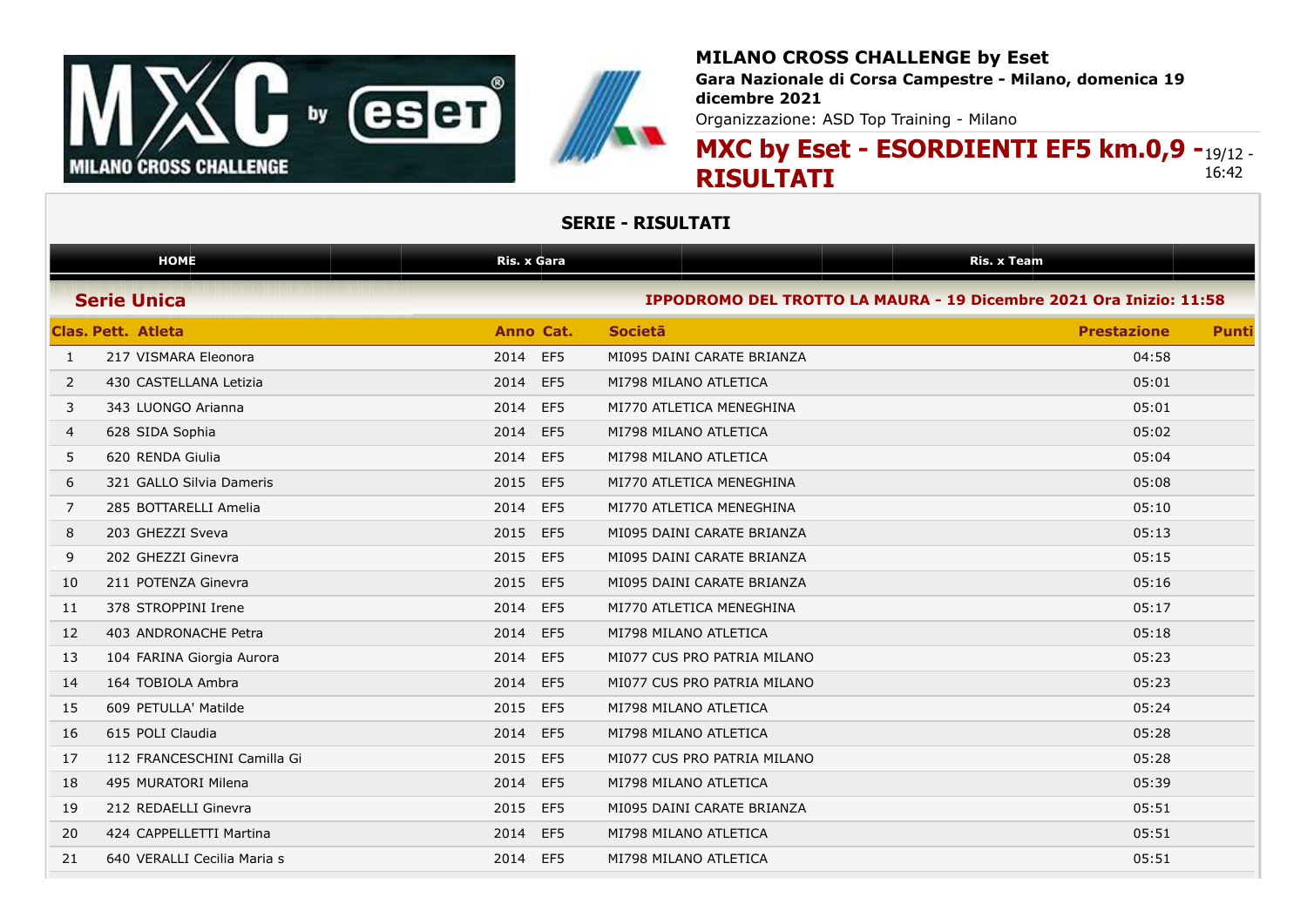**MILANO CROSS CHALLENGE by Eset**
**Gara Nazionale di Corsa Campestre - Milano, domenica 19 dicembre 2021**
Organizzazione: ASD Top Training - Milano

# MXC by Eset - ESORDIENTI EF5 km.0,9 - RISULTATI

19/12 - 16:42

## SERIE - RISULTATI

HOME | Ris. x Gara | Ris. x Team

### Serie Unica

**IPPODROMO DEL TROTTO LA MAURA - 19 Dicembre 2021 Ora Inizio: 11:58**

| Clas. | Pett. | Atleta | Anno | Cat. | Società | Prestazione | Punti |
|---|---|---|---|---|---|---|---|
| 1 | 217 | VISMARA Eleonora | 2014 | EF5 | MI095 DAINI CARATE BRIANZA | 04:58 | |
| 2 | 430 | CASTELLANA Letizia | 2014 | EF5 | MI798 MILANO ATLETICA | 05:01 | |
| 3 | 343 | LUONGO Arianna | 2014 | EF5 | MI770 ATLETICA MENEGHINA | 05:01 | |
| 4 | 628 | SIDA Sophia | 2014 | EF5 | MI798 MILANO ATLETICA | 05:02 | |
| 5 | 620 | RENDA Giulia | 2014 | EF5 | MI798 MILANO ATLETICA | 05:04 | |
| 6 | 321 | GALLO Silvia Dameris | 2015 | EF5 | MI770 ATLETICA MENEGHINA | 05:08 | |
| 7 | 285 | BOTTARELLI Amelia | 2014 | EF5 | MI770 ATLETICA MENEGHINA | 05:10 | |
| 8 | 203 | GHEZZI Sveva | 2015 | EF5 | MI095 DAINI CARATE BRIANZA | 05:13 | |
| 9 | 202 | GHEZZI Ginevra | 2015 | EF5 | MI095 DAINI CARATE BRIANZA | 05:15 | |
| 10 | 211 | POTENZA Ginevra | 2015 | EF5 | MI095 DAINI CARATE BRIANZA | 05:16 | |
| 11 | 378 | STROPPINI Irene | 2014 | EF5 | MI770 ATLETICA MENEGHINA | 05:17 | |
| 12 | 403 | ANDRONACHE Petra | 2014 | EF5 | MI798 MILANO ATLETICA | 05:18 | |
| 13 | 104 | FARINA Giorgia Aurora | 2014 | EF5 | MI077 CUS PRO PATRIA MILANO | 05:23 | |
| 14 | 164 | TOBIOLA Ambra | 2014 | EF5 | MI077 CUS PRO PATRIA MILANO | 05:23 | |
| 15 | 609 | PETULLA' Matilde | 2015 | EF5 | MI798 MILANO ATLETICA | 05:24 | |
| 16 | 615 | POLI Claudia | 2014 | EF5 | MI798 MILANO ATLETICA | 05:28 | |
| 17 | 112 | FRANCESCHINI Camilla Gi | 2015 | EF5 | MI077 CUS PRO PATRIA MILANO | 05:28 | |
| 18 | 495 | MURATORI Milena | 2014 | EF5 | MI798 MILANO ATLETICA | 05:39 | |
| 19 | 212 | REDAELLI Ginevra | 2015 | EF5 | MI095 DAINI CARATE BRIANZA | 05:51 | |
| 20 | 424 | CAPPELLETTI Martina | 2014 | EF5 | MI798 MILANO ATLETICA | 05:51 | |
| 21 | 640 | VERALLI Cecilia Maria s | 2014 | EF5 | MI798 MILANO ATLETICA | 05:51 | |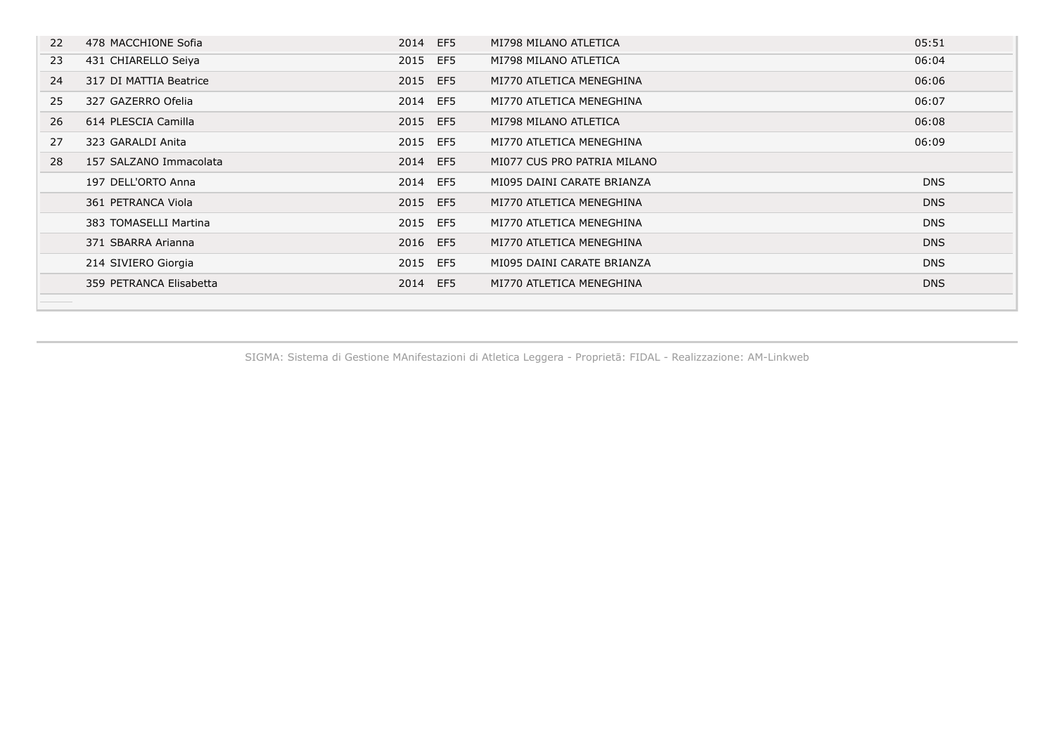| | | | | | |
|---|---|---|---|---|---|
| 22 | 478 MACCHIONE Sofia | 2014 | EF5 | MI798 MILANO ATLETICA | 05:51 |
| 23 | 431 CHIARELLO Seiya | 2015 | EF5 | MI798 MILANO ATLETICA | 06:04 |
| 24 | 317 DI MATTIA Beatrice | 2015 | EF5 | MI770 ATLETICA MENEGHINA | 06:06 |
| 25 | 327 GAZERRO Ofelia | 2014 | EF5 | MI770 ATLETICA MENEGHINA | 06:07 |
| 26 | 614 PLESCIA Camilla | 2015 | EF5 | MI798 MILANO ATLETICA | 06:08 |
| 27 | 323 GARALDI Anita | 2015 | EF5 | MI770 ATLETICA MENEGHINA | 06:09 |
| 28 | 157 SALZANO Immacolata | 2014 | EF5 | MI077 CUS PRO PATRIA MILANO | |
| | 197 DELL'ORTO Anna | 2014 | EF5 | MI095 DAINI CARATE BRIANZA | DNS |
| | 361 PETRANCA Viola | 2015 | EF5 | MI770 ATLETICA MENEGHINA | DNS |
| | 383 TOMASELLI Martina | 2015 | EF5 | MI770 ATLETICA MENEGHINA | DNS |
| | 371 SBARRA Arianna | 2016 | EF5 | MI770 ATLETICA MENEGHINA | DNS |
| | 214 SIVIERO Giorgia | 2015 | EF5 | MI095 DAINI CARATE BRIANZA | DNS |
| | 359 PETRANCA Elisabetta | 2014 | EF5 | MI770 ATLETICA MENEGHINA | DNS |

SIGMA: Sistema di Gestione MAnifestazioni di Atletica Leggera - Proprietã: FIDAL - Realizzazione: AM-Linkweb